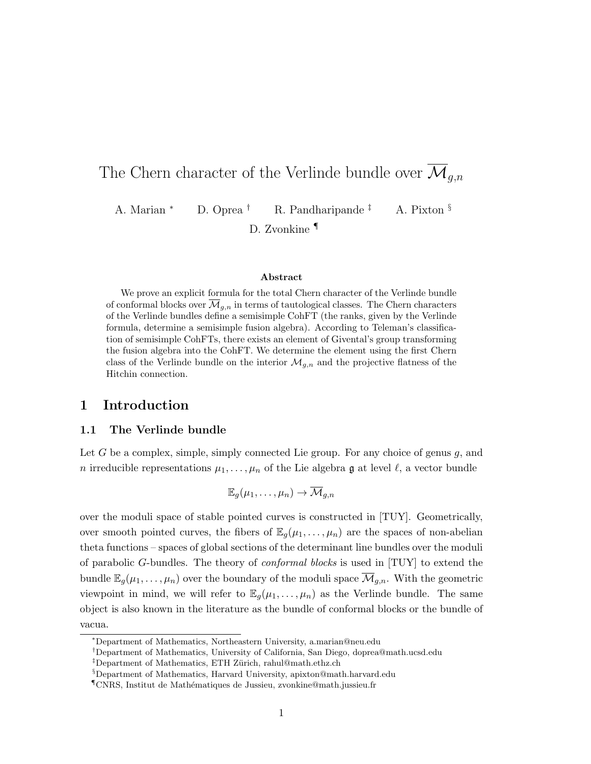# The Chern character of the Verlinde bundle over $\overline{\mathcal{M}}_{g,n}$

A. Marian [*] D. Oprea [†] R. Pandharipande [‡] A. Pixton [§] D. Zvonkine [¶]

### Abstract

We prove an explicit formula for the total Chern character of the Verlinde bundle of conformal blocks over $\overline{\mathcal{M}}_{g,n}$ in terms of tautological classes. The Chern characters of the Verlinde bundles define a semisimple CohFT (the ranks, given by the Verlinde formula, determine a semisimple fusion algebra). According to Teleman's classification of semisimple CohFTs, there exists an element of Givental's group transforming the fusion algebra into the CohFT. We determine the element using the first Chern class of the Verlinde bundle on the interior $\mathcal{M}_{g,n}$ and the projective flatness of the Hitchin connection.

## 1 Introduction

### 1.1 The Verlinde bundle

Let $G$ be a complex, simple, simply connected Lie group. For any choice of genus $g$, and $n$ irreducible representations $\mu_1, \ldots, \mu_n$ of the Lie algebra $\mathfrak{g}$ at level $\ell$, a vector bundle

$$\mathbb{E}_g(\mu_1, \ldots, \mu_n) \to \overline{\mathcal{M}}_{g,n}$$

over the moduli space of stable pointed curves is constructed in [TUY]. Geometrically, over smooth pointed curves, the fibers of $\mathbb{E}_g(\mu_1, \ldots, \mu_n)$ are the spaces of non-abelian theta functions – spaces of global sections of the determinant line bundles over the moduli of parabolic $G$-bundles. The theory of *conformal blocks* is used in [TUY] to extend the bundle $\mathbb{E}_g(\mu_1, \ldots, \mu_n)$ over the boundary of the moduli space $\overline{\mathcal{M}}_{g,n}$. With the geometric viewpoint in mind, we will refer to $\mathbb{E}_g(\mu_1, \ldots, \mu_n)$ as the Verlinde bundle. The same object is also known in the literature as the bundle of conformal blocks or the bundle of vacua.

---

[*] Department of Mathematics, Northeastern University, a.marian@neu.edu

[†] Department of Mathematics, University of California, San Diego, doprea@math.ucsd.edu

[‡] Department of Mathematics, ETH Zürich, rahul@math.ethz.ch

[§] Department of Mathematics, Harvard University, apixton@math.harvard.edu

[¶] CNRS, Institut de Mathématiques de Jussieu, zvonkine@math.jussieu.fr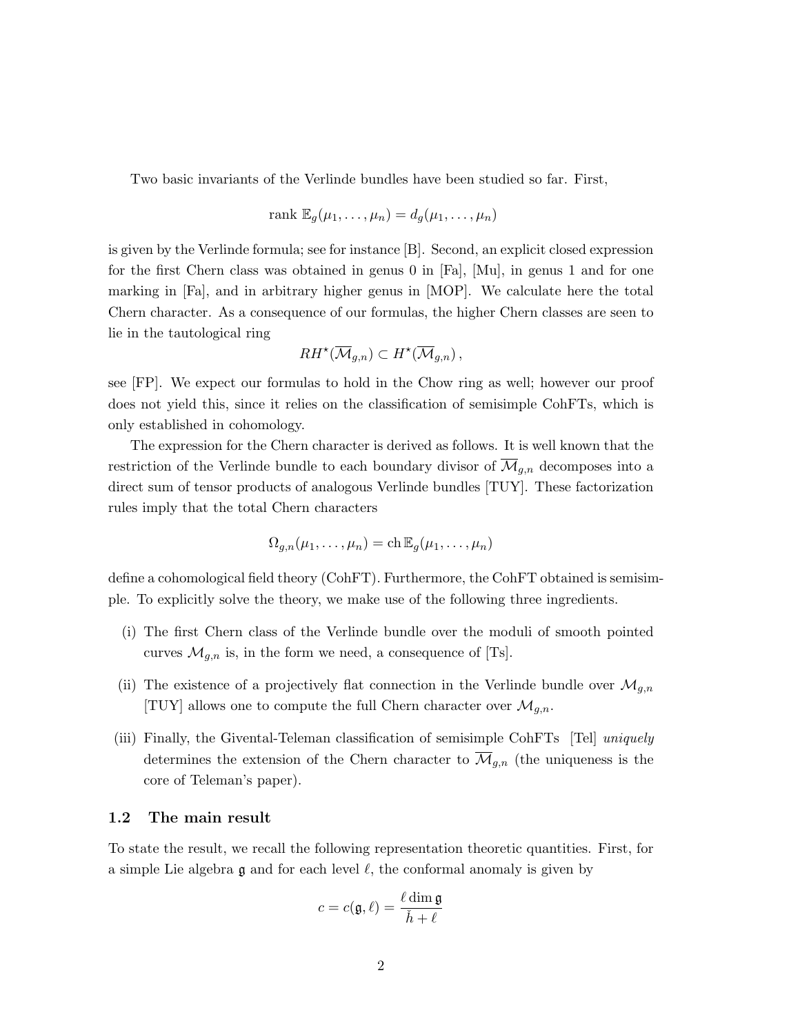Two basic invariants of the Verlinde bundles have been studied so far. First,

$$\text{rank } \mathbb{E}_g(\mu_1, \ldots, \mu_n) = d_g(\mu_1, \ldots, \mu_n)$$

is given by the Verlinde formula; see for instance [B]. Second, an explicit closed expression for the first Chern class was obtained in genus 0 in [Fa], [Mu], in genus 1 and for one marking in [Fa], and in arbitrary higher genus in [MOP]. We calculate here the total Chern character. As a consequence of our formulas, the higher Chern classes are seen to lie in the tautological ring

$$RH^\star(\overline{\mathcal{M}}_{g,n}) \subset H^\star(\overline{\mathcal{M}}_{g,n}) \,,$$

see [FP]. We expect our formulas to hold in the Chow ring as well; however our proof does not yield this, since it relies on the classification of semisimple CohFTs, which is only established in cohomology.

The expression for the Chern character is derived as follows. It is well known that the restriction of the Verlinde bundle to each boundary divisor of $\overline{\mathcal{M}}_{g,n}$ decomposes into a direct sum of tensor products of analogous Verlinde bundles [TUY]. These factorization rules imply that the total Chern characters

$$\Omega_{g,n}(\mu_1, \ldots, \mu_n) = \operatorname{ch} \mathbb{E}_g(\mu_1, \ldots, \mu_n)$$

define a cohomological field theory (CohFT). Furthermore, the CohFT obtained is semisimple. To explicitly solve the theory, we make use of the following three ingredients.

(i) The first Chern class of the Verlinde bundle over the moduli of smooth pointed curves $\mathcal{M}_{g,n}$ is, in the form we need, a consequence of [Ts].

(ii) The existence of a projectively flat connection in the Verlinde bundle over $\mathcal{M}_{g,n}$ [TUY] allows one to compute the full Chern character over $\mathcal{M}_{g,n}$.

(iii) Finally, the Givental-Teleman classification of semisimple CohFTs [Tel] *uniquely* determines the extension of the Chern character to $\overline{\mathcal{M}}_{g,n}$ (the uniqueness is the core of Teleman's paper).

## 1.2 The main result

To state the result, we recall the following representation theoretic quantities. First, for a simple Lie algebra $\mathfrak{g}$ and for each level $\ell$, the conformal anomaly is given by

$$c = c(\mathfrak{g}, \ell) = \frac{\ell \dim \mathfrak{g}}{\check{h} + \ell}$$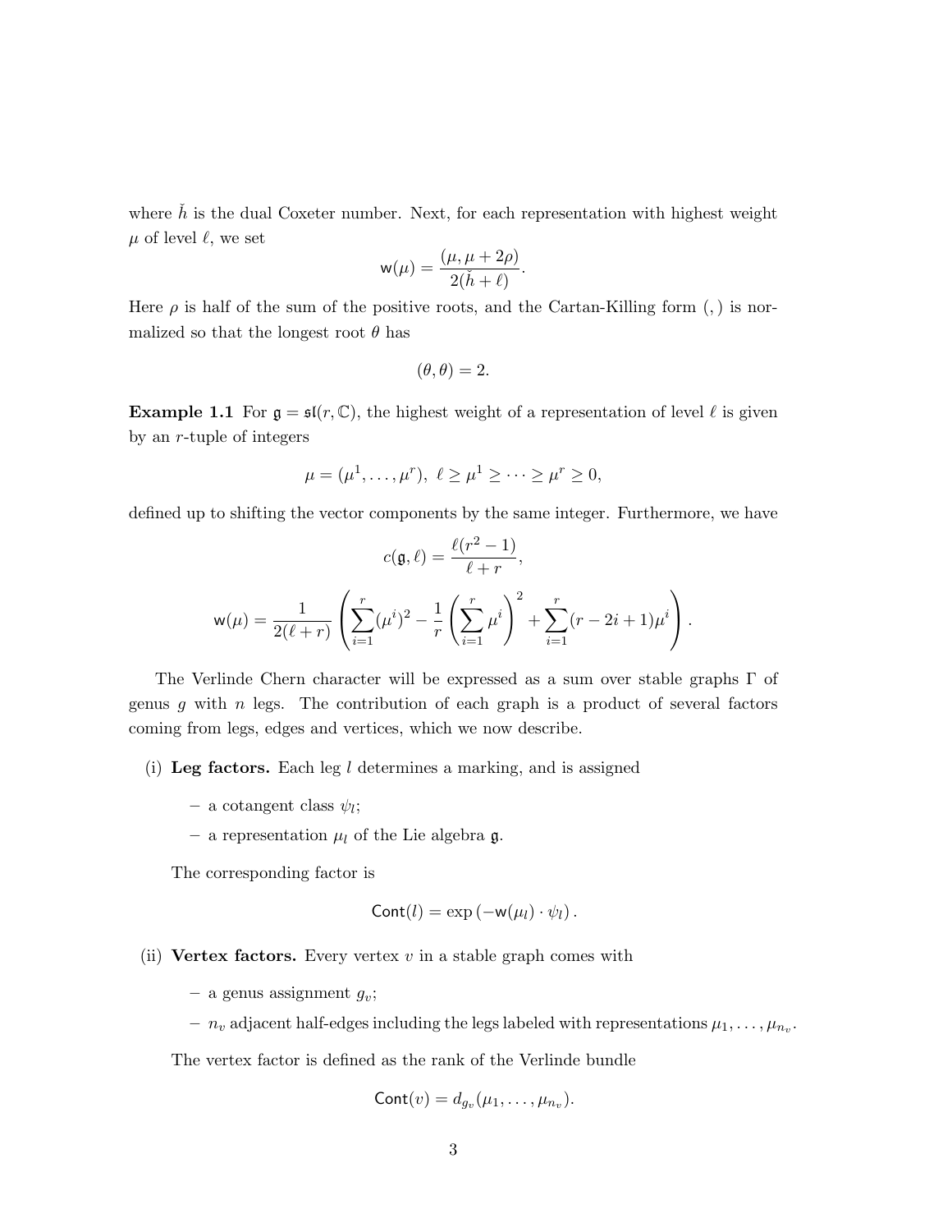where $\check{h}$ is the dual Coxeter number. Next, for each representation with highest weight $\mu$ of level $\ell$, we set

$$\mathsf{w}(\mu) = \frac{(\mu, \mu + 2\rho)}{2(\check{h} + \ell)}.$$

Here $\rho$ is half of the sum of the positive roots, and the Cartan-Killing form $(,)$ is normalized so that the longest root $\theta$ has

$$(\theta, \theta) = 2.$$

**Example 1.1** For $\mathfrak{g} = \mathfrak{sl}(r, \mathbb{C})$, the highest weight of a representation of level $\ell$ is given by an $r$-tuple of integers

$$\mu = (\mu^1, \ldots, \mu^r), \ \ell \geq \mu^1 \geq \cdots \geq \mu^r \geq 0,$$

defined up to shifting the vector components by the same integer. Furthermore, we have

$$c(\mathfrak{g}, \ell) = \frac{\ell(r^2 - 1)}{\ell + r},$$

$$\mathsf{w}(\mu) = \frac{1}{2(\ell + r)} \left( \sum_{i=1}^{r} (\mu^i)^2 - \frac{1}{r} \left( \sum_{i=1}^{r} \mu^i \right)^2 + \sum_{i=1}^{r} (r - 2i + 1)\mu^i \right).$$

The Verlinde Chern character will be expressed as a sum over stable graphs $\Gamma$ of genus $g$ with $n$ legs. The contribution of each graph is a product of several factors coming from legs, edges and vertices, which we now describe.

(i) **Leg factors.** Each leg $l$ determines a marking, and is assigned

- a cotangent class $\psi_l$;
- a representation $\mu_l$ of the Lie algebra $\mathfrak{g}$.

The corresponding factor is

$$\mathsf{Cont}(l) = \exp\left(-\mathsf{w}(\mu_l) \cdot \psi_l\right).$$

(ii) **Vertex factors.** Every vertex $v$ in a stable graph comes with

- a genus assignment $g_v$;
- $n_v$ adjacent half-edges including the legs labeled with representations $\mu_1, \ldots, \mu_{n_v}$.

The vertex factor is defined as the rank of the Verlinde bundle

$$\mathsf{Cont}(v) = d_{g_v}(\mu_1, \ldots, \mu_{n_v}).$$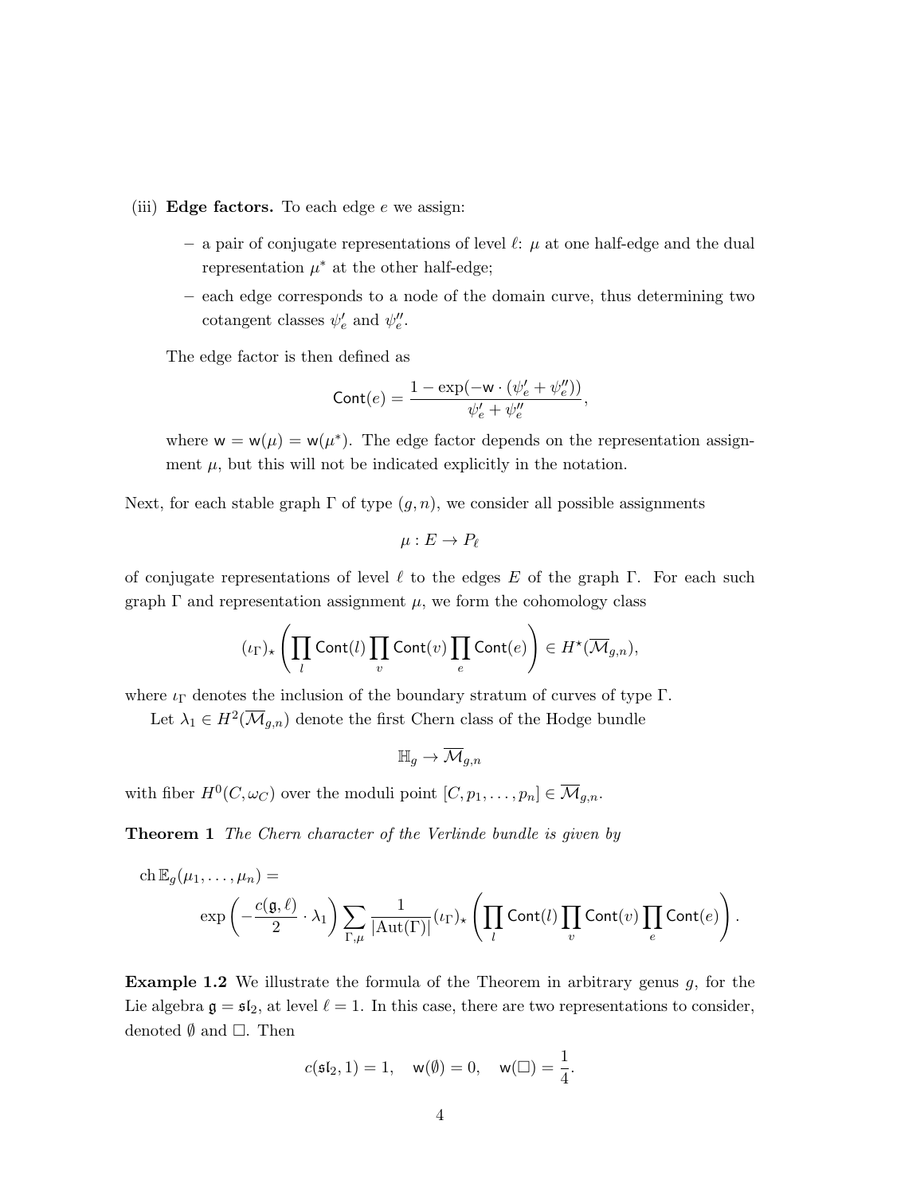(iii) **Edge factors.** To each edge $e$ we assign:

  - a pair of conjugate representations of level $\ell$: $\mu$ at one half-edge and the dual representation $\mu^*$ at the other half-edge;
  - each edge corresponds to a node of the domain curve, thus determining two cotangent classes $\psi'_e$ and $\psi''_e$.

  The edge factor is then defined as

$$\mathsf{Cont}(e) = \frac{1 - \exp(-\mathsf{w} \cdot (\psi'_e + \psi''_e))}{\psi'_e + \psi''_e},$$

  where $\mathsf{w} = \mathsf{w}(\mu) = \mathsf{w}(\mu^*)$. The edge factor depends on the representation assignment $\mu$, but this will not be indicated explicitly in the notation.

Next, for each stable graph $\Gamma$ of type $(g, n)$, we consider all possible assignments

$$\mu : E \to P_\ell$$

of conjugate representations of level $\ell$ to the edges $E$ of the graph $\Gamma$. For each such graph $\Gamma$ and representation assignment $\mu$, we form the cohomology class

$$(\iota_\Gamma)_\star \left( \prod_l \mathsf{Cont}(l) \prod_v \mathsf{Cont}(v) \prod_e \mathsf{Cont}(e) \right) \in H^\star(\overline{\mathcal{M}}_{g,n}),$$

where $\iota_\Gamma$ denotes the inclusion of the boundary stratum of curves of type $\Gamma$.

Let $\lambda_1 \in H^2(\overline{\mathcal{M}}_{g,n})$ denote the first Chern class of the Hodge bundle

$$\mathbb{H}_g \to \overline{\mathcal{M}}_{g,n}$$

with fiber $H^0(C, \omega_C)$ over the moduli point $[C, p_1, \ldots, p_n] \in \overline{\mathcal{M}}_{g,n}$.

**Theorem 1** *The Chern character of the Verlinde bundle is given by*

$$\operatorname{ch} \mathbb{E}_g(\mu_1, \ldots, \mu_n) = \exp\left(-\frac{c(\mathfrak{g}, \ell)}{2} \cdot \lambda_1\right) \sum_{\Gamma, \mu} \frac{1}{|\operatorname{Aut}(\Gamma)|} (\iota_\Gamma)_\star \left( \prod_l \mathsf{Cont}(l) \prod_v \mathsf{Cont}(v) \prod_e \mathsf{Cont}(e) \right).$$

**Example 1.2** We illustrate the formula of the Theorem in arbitrary genus $g$, for the Lie algebra $\mathfrak{g} = \mathfrak{sl}_2$, at level $\ell = 1$. In this case, there are two representations to consider, denoted $\emptyset$ and $\square$. Then

$$c(\mathfrak{sl}_2, 1) = 1, \quad \mathsf{w}(\emptyset) = 0, \quad \mathsf{w}(\square) = \frac{1}{4}.$$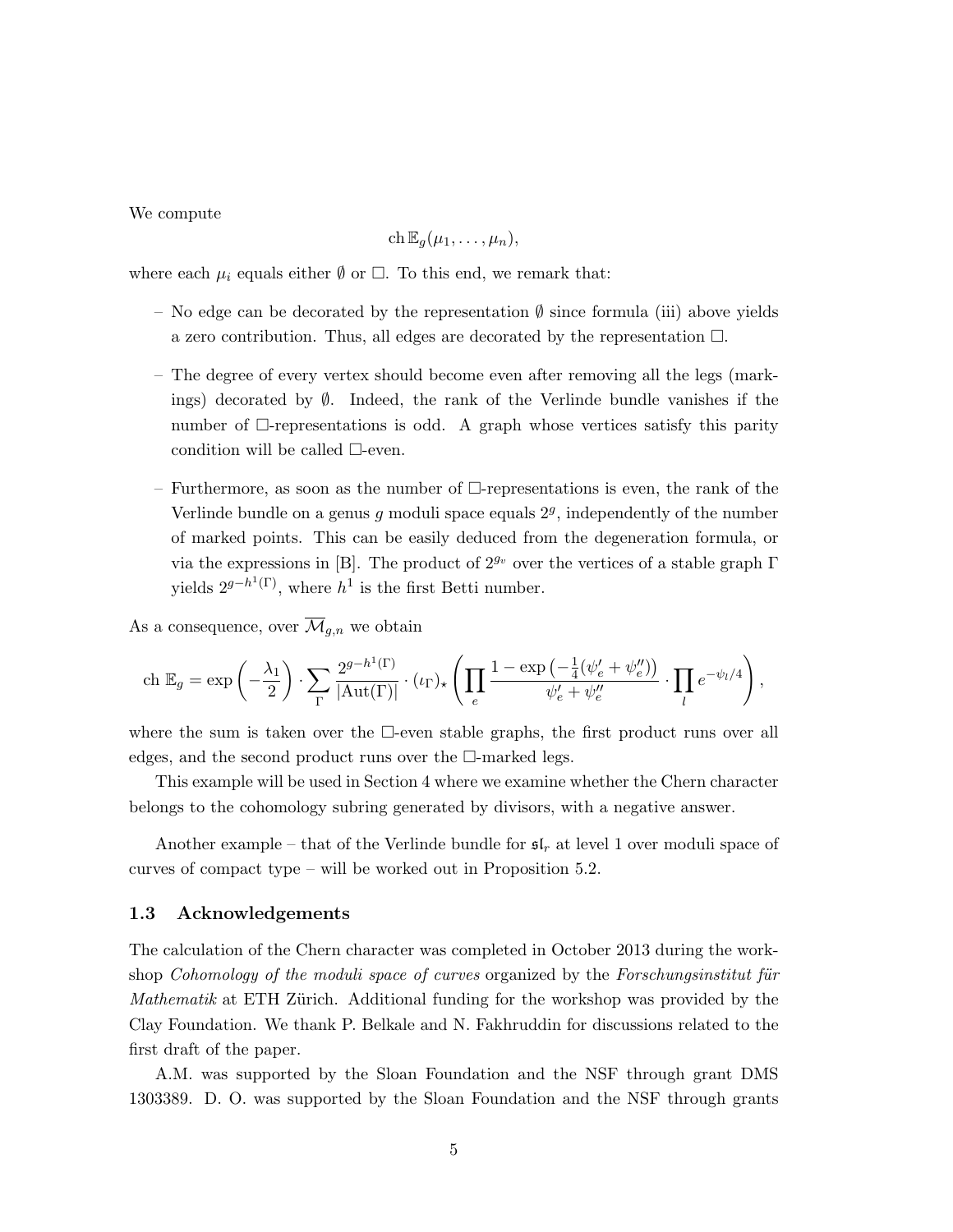We compute

$$\mathrm{ch}\, \mathbb{E}_g(\mu_1, \ldots, \mu_n),$$

where each $\mu_i$ equals either $\emptyset$ or $\square$. To this end, we remark that:

- No edge can be decorated by the representation $\emptyset$ since formula (iii) above yields a zero contribution. Thus, all edges are decorated by the representation $\square$.
- The degree of every vertex should become even after removing all the legs (markings) decorated by $\emptyset$. Indeed, the rank of the Verlinde bundle vanishes if the number of $\square$-representations is odd. A graph whose vertices satisfy this parity condition will be called $\square$-even.
- Furthermore, as soon as the number of $\square$-representations is even, the rank of the Verlinde bundle on a genus $g$ moduli space equals $2^g$, independently of the number of marked points. This can be easily deduced from the degeneration formula, or via the expressions in [B]. The product of $2^{g_v}$ over the vertices of a stable graph $\Gamma$ yields $2^{g-h^1(\Gamma)}$, where $h^1$ is the first Betti number.

As a consequence, over $\overline{\mathcal{M}}_{g,n}$ we obtain

$$\mathrm{ch}\ \mathbb{E}_g = \exp\left(-\frac{\lambda_1}{2}\right) \cdot \sum_{\Gamma} \frac{2^{g-h^1(\Gamma)}}{|\mathrm{Aut}(\Gamma)|} \cdot (\iota_\Gamma)_\star \left( \prod_e \frac{1 - \exp\left(-\frac{1}{4}(\psi_e' + \psi_e'')\right)}{\psi_e' + \psi_e''} \cdot \prod_l e^{-\psi_l/4} \right),$$

where the sum is taken over the $\square$-even stable graphs, the first product runs over all edges, and the second product runs over the $\square$-marked legs.

This example will be used in Section 4 where we examine whether the Chern character belongs to the cohomology subring generated by divisors, with a negative answer.

Another example – that of the Verlinde bundle for $\mathfrak{sl}_r$ at level 1 over moduli space of curves of compact type – will be worked out in Proposition 5.2.

### 1.3 Acknowledgements

The calculation of the Chern character was completed in October 2013 during the workshop *Cohomology of the moduli space of curves* organized by the *Forschungsinstitut für Mathematik* at ETH Zürich. Additional funding for the workshop was provided by the Clay Foundation. We thank P. Belkale and N. Fakhruddin for discussions related to the first draft of the paper.

A.M. was supported by the Sloan Foundation and the NSF through grant DMS 1303389. D. O. was supported by the Sloan Foundation and the NSF through grants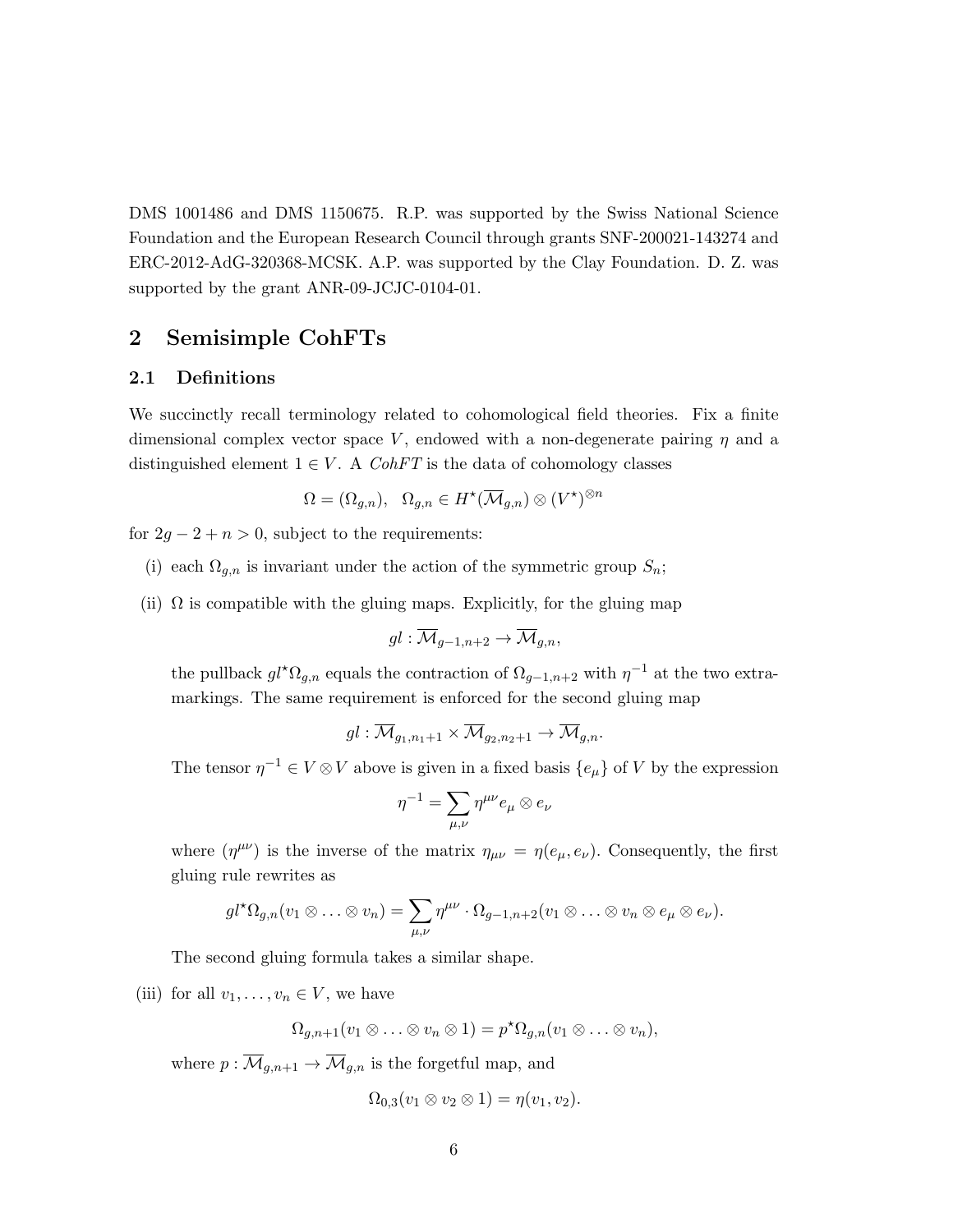DMS 1001486 and DMS 1150675. R.P. was supported by the Swiss National Science Foundation and the European Research Council through grants SNF-200021-143274 and ERC-2012-AdG-320368-MCSK. A.P. was supported by the Clay Foundation. D. Z. was supported by the grant ANR-09-JCJC-0104-01.

## 2 Semisimple CohFTs

### 2.1 Definitions

We succinctly recall terminology related to cohomological field theories. Fix a finite dimensional complex vector space $V$, endowed with a non-degenerate pairing $\eta$ and a distinguished element $1 \in V$. A *CohFT* is the data of cohomology classes

$$\Omega = (\Omega_{g,n}), \quad \Omega_{g,n} \in H^\star(\overline{\mathcal{M}}_{g,n}) \otimes (V^\star)^{\otimes n}$$

for $2g - 2 + n > 0$, subject to the requirements:

(i) each $\Omega_{g,n}$ is invariant under the action of the symmetric group $S_n$;

(ii) $\Omega$ is compatible with the gluing maps. Explicitly, for the gluing map

$$gl : \overline{\mathcal{M}}_{g-1,n+2} \to \overline{\mathcal{M}}_{g,n},$$

the pullback $gl^\star\Omega_{g,n}$ equals the contraction of $\Omega_{g-1,n+2}$ with $\eta^{-1}$ at the two extra-markings. The same requirement is enforced for the second gluing map

$$gl : \overline{\mathcal{M}}_{g_1,n_1+1} \times \overline{\mathcal{M}}_{g_2,n_2+1} \to \overline{\mathcal{M}}_{g,n}.$$

The tensor $\eta^{-1} \in V \otimes V$ above is given in a fixed basis $\{e_\mu\}$ of $V$ by the expression

$$\eta^{-1} = \sum_{\mu,\nu} \eta^{\mu\nu} e_\mu \otimes e_\nu$$

where $(\eta^{\mu\nu})$ is the inverse of the matrix $\eta_{\mu\nu} = \eta(e_\mu, e_\nu)$. Consequently, the first gluing rule rewrites as

$$gl^\star\Omega_{g,n}(v_1 \otimes \ldots \otimes v_n) = \sum_{\mu,\nu} \eta^{\mu\nu} \cdot \Omega_{g-1,n+2}(v_1 \otimes \ldots \otimes v_n \otimes e_\mu \otimes e_\nu).$$

The second gluing formula takes a similar shape.

(iii) for all $v_1, \ldots, v_n \in V$, we have

$$\Omega_{g,n+1}(v_1 \otimes \ldots \otimes v_n \otimes 1) = p^\star\Omega_{g,n}(v_1 \otimes \ldots \otimes v_n),$$

where $p : \overline{\mathcal{M}}_{g,n+1} \to \overline{\mathcal{M}}_{g,n}$ is the forgetful map, and

$$\Omega_{0,3}(v_1 \otimes v_2 \otimes 1) = \eta(v_1, v_2).$$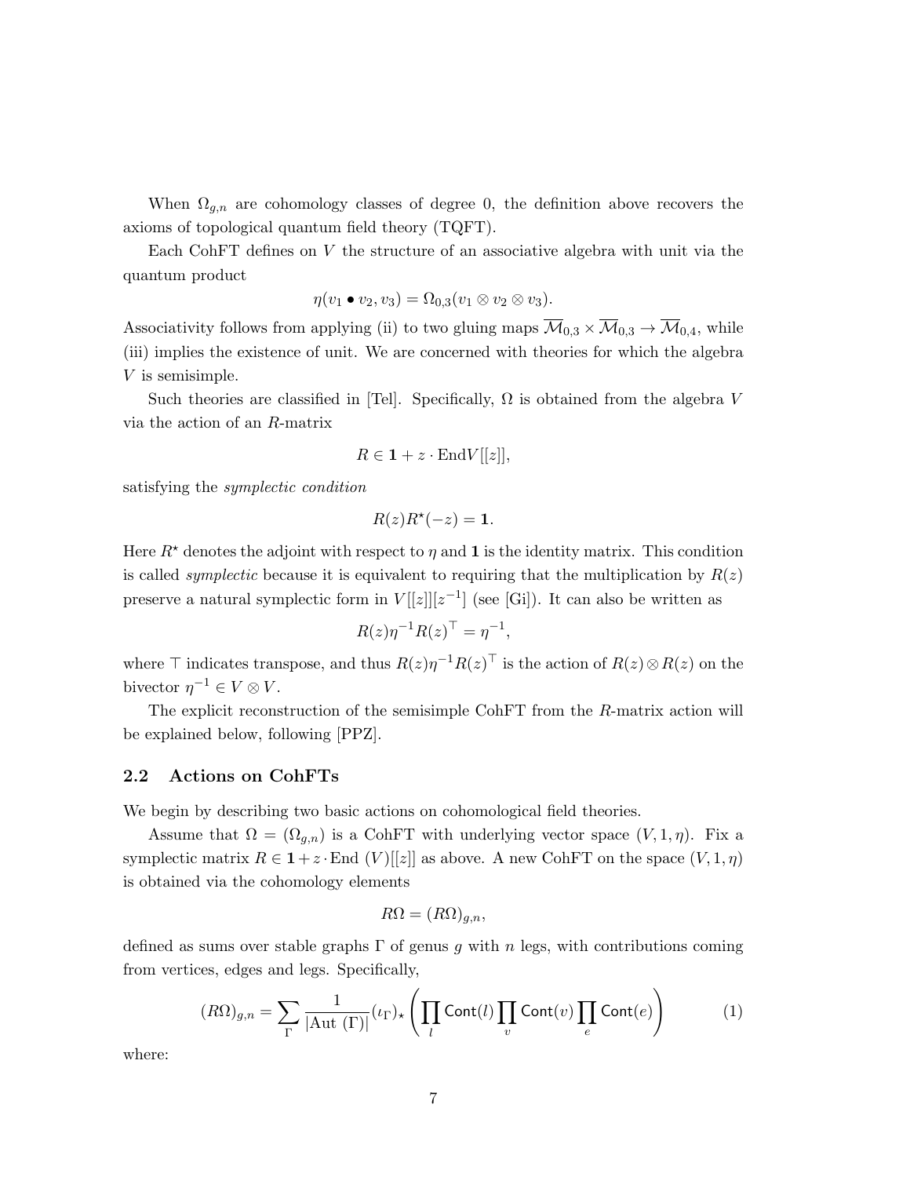When $\Omega_{g,n}$ are cohomology classes of degree 0, the definition above recovers the axioms of topological quantum field theory (TQFT).

Each CohFT defines on $V$ the structure of an associative algebra with unit via the quantum product

$$\eta(v_1 \bullet v_2, v_3) = \Omega_{0,3}(v_1 \otimes v_2 \otimes v_3).$$

Associativity follows from applying (ii) to two gluing maps $\overline{\mathcal{M}}_{0,3} \times \overline{\mathcal{M}}_{0,3} \to \overline{\mathcal{M}}_{0,4}$, while (iii) implies the existence of unit. We are concerned with theories for which the algebra $V$ is semisimple.

Such theories are classified in [Tel]. Specifically, $\Omega$ is obtained from the algebra $V$ via the action of an $R$-matrix

$$R \in \mathbf{1} + z \cdot \mathrm{End} V[[z]],$$

satisfying the *symplectic condition*

$$R(z) R^\star(-z) = \mathbf{1}.$$

Here $R^\star$ denotes the adjoint with respect to $\eta$ and $\mathbf{1}$ is the identity matrix. This condition is called *symplectic* because it is equivalent to requiring that the multiplication by $R(z)$ preserve a natural symplectic form in $V[[z]][z^{-1}]$ (see [Gi]). It can also be written as

$$R(z) \eta^{-1} R(z)^\top = \eta^{-1},$$

where $\top$ indicates transpose, and thus $R(z)\eta^{-1}R(z)^\top$ is the action of $R(z) \otimes R(z)$ on the bivector $\eta^{-1} \in V \otimes V$.

The explicit reconstruction of the semisimple CohFT from the $R$-matrix action will be explained below, following [PPZ].

## 2.2 Actions on CohFTs

We begin by describing two basic actions on cohomological field theories.

Assume that $\Omega = (\Omega_{g,n})$ is a CohFT with underlying vector space $(V, 1, \eta)$. Fix a symplectic matrix $R \in \mathbf{1} + z \cdot \mathrm{End}\,(V)[[z]]$ as above. A new CohFT on the space $(V, 1, \eta)$ is obtained via the cohomology elements

$$R\Omega = (R\Omega)_{g,n},$$

defined as sums over stable graphs $\Gamma$ of genus $g$ with $n$ legs, with contributions coming from vertices, edges and legs. Specifically,

$$(R\Omega)_{g,n} = \sum_{\Gamma} \frac{1}{|\mathrm{Aut}\ (\Gamma)|} (\iota_\Gamma)_\star \left( \prod_l \mathsf{Cont}(l) \prod_v \mathsf{Cont}(v) \prod_e \mathsf{Cont}(e) \right) \tag{1}$$

where: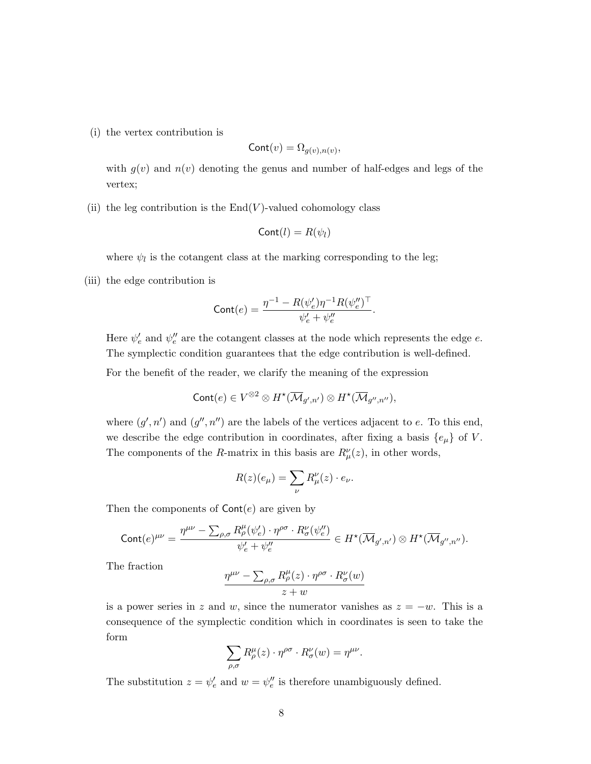(i) the vertex contribution is

$$\mathsf{Cont}(v) = \Omega_{g(v),n(v)},$$

with $g(v)$ and $n(v)$ denoting the genus and number of half-edges and legs of the vertex;

(ii) the leg contribution is the $\mathrm{End}(V)$-valued cohomology class

$$\mathsf{Cont}(l) = R(\psi_l)$$

where $\psi_l$ is the cotangent class at the marking corresponding to the leg;

(iii) the edge contribution is

$$\mathsf{Cont}(e) = \frac{\eta^{-1} - R(\psi_e')\eta^{-1}R(\psi_e'')^\top}{\psi_e' + \psi_e''}.$$

Here $\psi_e'$ and $\psi_e''$ are the cotangent classes at the node which represents the edge $e$. The symplectic condition guarantees that the edge contribution is well-defined.

For the benefit of the reader, we clarify the meaning of the expression

$$\mathsf{Cont}(e) \in V^{\otimes 2} \otimes H^\star(\overline{\mathcal{M}}_{g',n'}) \otimes H^\star(\overline{\mathcal{M}}_{g'',n''}),$$

where $(g', n')$ and $(g'', n'')$ are the labels of the vertices adjacent to $e$. To this end, we describe the edge contribution in coordinates, after fixing a basis $\{e_\mu\}$ of $V$. The components of the $R$-matrix in this basis are $R_\mu^\nu(z)$, in other words,

$$R(z)(e_\mu) = \sum_\nu R_\mu^\nu(z) \cdot e_\nu.$$

Then the components of $\mathsf{Cont}(e)$ are given by

$$\mathsf{Cont}(e)^{\mu\nu} = \frac{\eta^{\mu\nu} - \sum_{\rho,\sigma} R_\rho^\mu(\psi_e') \cdot \eta^{\rho\sigma} \cdot R_\sigma^\nu(\psi_e'')}{\psi_e' + \psi_e''} \in H^\star(\overline{\mathcal{M}}_{g',n'}) \otimes H^\star(\overline{\mathcal{M}}_{g'',n''}).$$

The fraction

$$\frac{\eta^{\mu\nu} - \sum_{\rho,\sigma} R_\rho^\mu(z) \cdot \eta^{\rho\sigma} \cdot R_\sigma^\nu(w)}{z + w}$$

is a power series in $z$ and $w$, since the numerator vanishes as $z = -w$. This is a consequence of the symplectic condition which in coordinates is seen to take the form

$$\sum_{\rho,\sigma} R_\rho^\mu(z) \cdot \eta^{\rho\sigma} \cdot R_\sigma^\nu(w) = \eta^{\mu\nu}.$$

The substitution $z = \psi_e'$ and $w = \psi_e''$ is therefore unambiguously defined.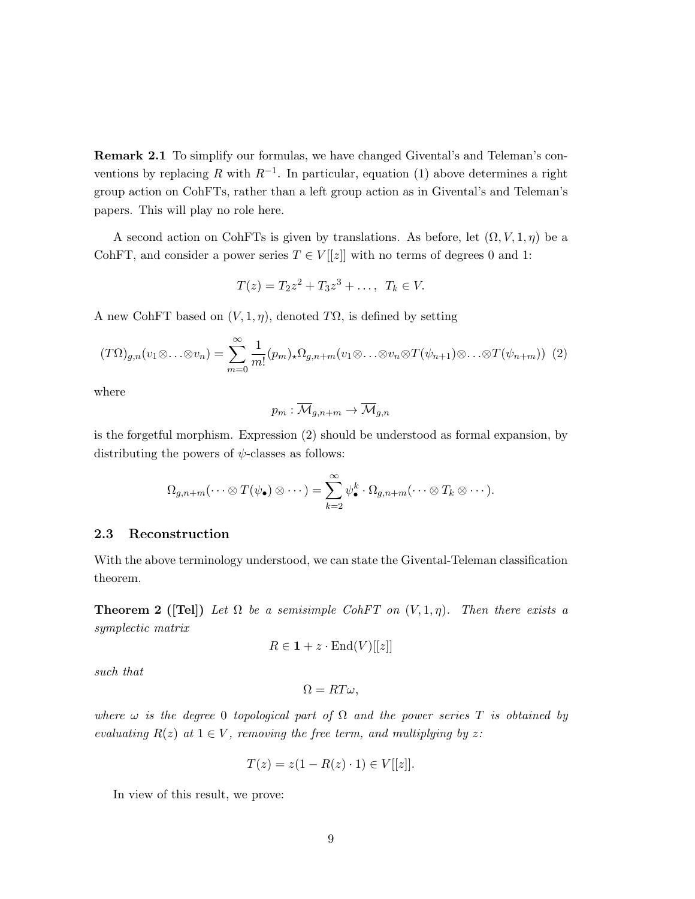**Remark 2.1** To simplify our formulas, we have changed Givental's and Teleman's conventions by replacing $R$ with $R^{-1}$. In particular, equation (1) above determines a right group action on CohFTs, rather than a left group action as in Givental's and Teleman's papers. This will play no role here.

A second action on CohFTs is given by translations. As before, let $(\Omega, V, 1, \eta)$ be a CohFT, and consider a power series $T \in V[[z]]$ with no terms of degrees 0 and 1:

$$T(z) = T_2 z^2 + T_3 z^3 + \dots, \quad T_k \in V.$$

A new CohFT based on $(V, 1, \eta)$, denoted $T\Omega$, is defined by setting

$$(T\Omega)_{g,n}(v_1 \otimes \ldots \otimes v_n) = \sum_{m=0}^{\infty} \frac{1}{m!} (p_m)_\star \Omega_{g,n+m}(v_1 \otimes \ldots \otimes v_n \otimes T(\psi_{n+1}) \otimes \ldots \otimes T(\psi_{n+m})) \quad (2)$$

where

$$p_m : \overline{\mathcal{M}}_{g,n+m} \to \overline{\mathcal{M}}_{g,n}$$

is the forgetful morphism. Expression (2) should be understood as formal expansion, by distributing the powers of $\psi$-classes as follows:

$$\Omega_{g,n+m}(\cdots \otimes T(\psi_\bullet) \otimes \cdots) = \sum_{k=2}^{\infty} \psi_\bullet^k \cdot \Omega_{g,n+m}(\cdots \otimes T_k \otimes \cdots).$$

### 2.3 Reconstruction

With the above terminology understood, we can state the Givental-Teleman classification theorem.

**Theorem 2 ([Tel])** *Let $\Omega$ be a semisimple CohFT on $(V, 1, \eta)$. Then there exists a symplectic matrix*

$$R \in \mathbf{1} + z \cdot \mathrm{End}(V)[[z]]$$

*such that*

$$\Omega = RT\omega,$$

*where $\omega$ is the degree 0 topological part of $\Omega$ and the power series $T$ is obtained by evaluating $R(z)$ at $1 \in V$, removing the free term, and multiplying by $z$:*

$$T(z) = z(1 - R(z) \cdot 1) \in V[[z]].$$

In view of this result, we prove: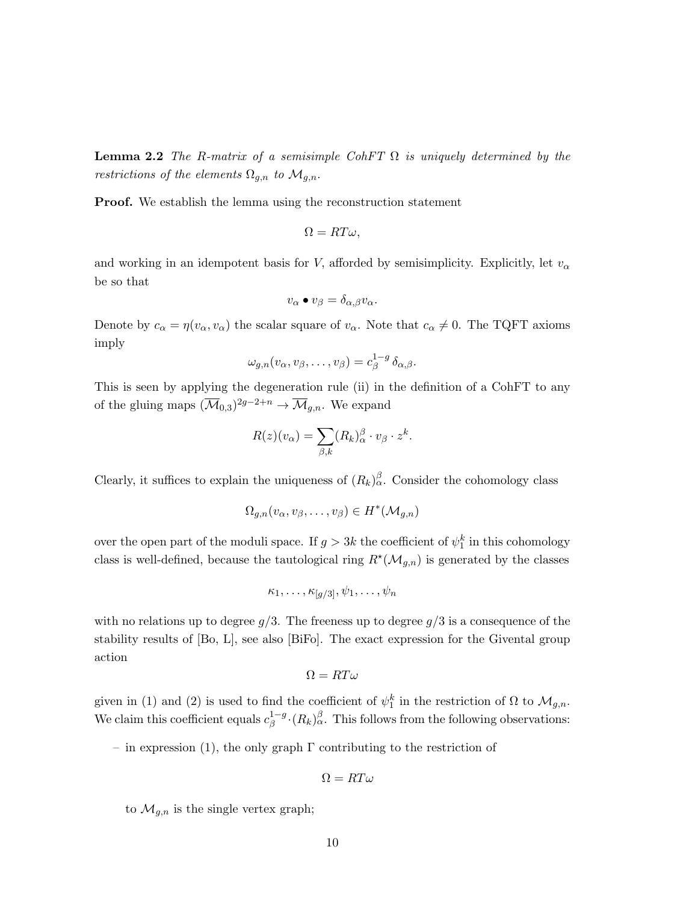**Lemma 2.2** *The R-matrix of a semisimple CohFT $\Omega$ is uniquely determined by the restrictions of the elements $\Omega_{g,n}$ to $\mathcal{M}_{g,n}$.*

**Proof.** We establish the lemma using the reconstruction statement

$$\Omega = RT\omega,$$

and working in an idempotent basis for $V$, afforded by semisimplicity. Explicitly, let $v_\alpha$ be so that

$$v_\alpha \bullet v_\beta = \delta_{\alpha,\beta} v_\alpha.$$

Denote by $c_\alpha = \eta(v_\alpha, v_\alpha)$ the scalar square of $v_\alpha$. Note that $c_\alpha \neq 0$. The TQFT axioms imply

$$\omega_{g,n}(v_\alpha, v_\beta, \ldots, v_\beta) = c_\beta^{1-g}\, \delta_{\alpha,\beta}.$$

This is seen by applying the degeneration rule (ii) in the definition of a CohFT to any of the gluing maps $(\overline{\mathcal{M}}_{0,3})^{2g-2+n} \to \overline{\mathcal{M}}_{g,n}$. We expand

$$R(z)(v_\alpha) = \sum_{\beta,k} (R_k)_\alpha^\beta \cdot v_\beta \cdot z^k.$$

Clearly, it suffices to explain the uniqueness of $(R_k)_\alpha^\beta$. Consider the cohomology class

$$\Omega_{g,n}(v_\alpha, v_\beta, \ldots, v_\beta) \in H^*(\mathcal{M}_{g,n})$$

over the open part of the moduli space. If $g > 3k$ the coefficient of $\psi_1^k$ in this cohomology class is well-defined, because the tautological ring $R^\star(\mathcal{M}_{g,n})$ is generated by the classes

$$\kappa_1, \ldots, \kappa_{[g/3]}, \psi_1, \ldots, \psi_n$$

with no relations up to degree $g/3$. The freeness up to degree $g/3$ is a consequence of the stability results of [Bo, L], see also [BiFo]. The exact expression for the Givental group action

$$\Omega = RT\omega$$

given in (1) and (2) is used to find the coefficient of $\psi_1^k$ in the restriction of $\Omega$ to $\mathcal{M}_{g,n}$. We claim this coefficient equals $c_\beta^{1-g} \cdot (R_k)_\alpha^\beta$. This follows from the following observations:

– in expression (1), the only graph $\Gamma$ contributing to the restriction of

$$\Omega = RT\omega$$

to $\mathcal{M}_{g,n}$ is the single vertex graph;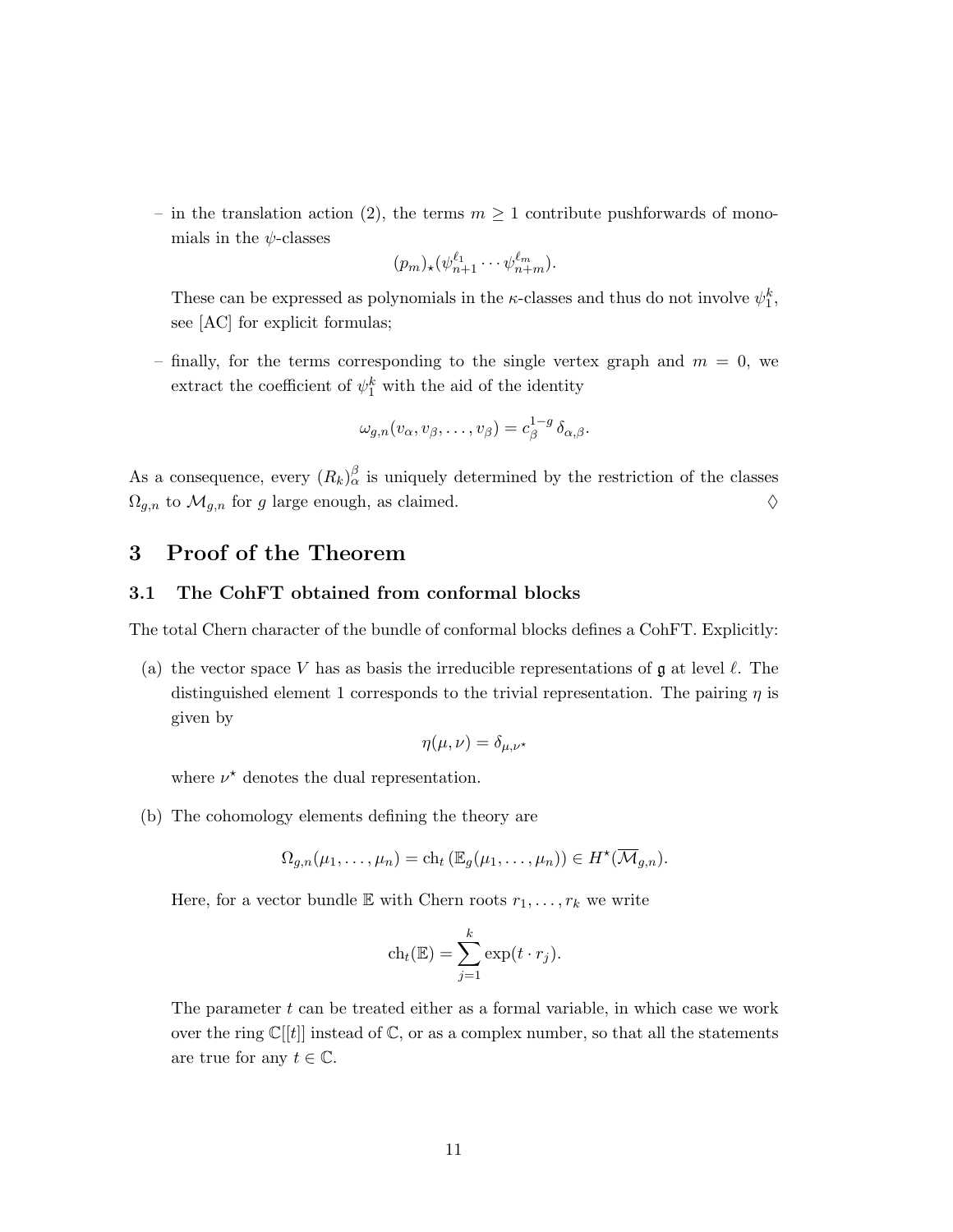– in the translation action (2), the terms $m \geq 1$ contribute pushforwards of monomials in the $\psi$-classes

$$(p_m)_\star(\psi_{n+1}^{\ell_1} \cdots \psi_{n+m}^{\ell_m}).$$

These can be expressed as polynomials in the $\kappa$-classes and thus do not involve $\psi_1^k$, see [AC] for explicit formulas;

– finally, for the terms corresponding to the single vertex graph and $m = 0$, we extract the coefficient of $\psi_1^k$ with the aid of the identity

$$\omega_{g,n}(v_\alpha, v_\beta, \ldots, v_\beta) = c_\beta^{1-g}\, \delta_{\alpha,\beta}.$$

As a consequence, every $(R_k)_\alpha^\beta$ is uniquely determined by the restriction of the classes $\Omega_{g,n}$ to $\mathcal{M}_{g,n}$ for $g$ large enough, as claimed. ♢

# 3 Proof of the Theorem

## 3.1 The CohFT obtained from conformal blocks

The total Chern character of the bundle of conformal blocks defines a CohFT. Explicitly:

(a) the vector space $V$ has as basis the irreducible representations of $\mathfrak{g}$ at level $\ell$. The distinguished element 1 corresponds to the trivial representation. The pairing $\eta$ is given by

$$\eta(\mu, \nu) = \delta_{\mu,\nu^\star}$$

where $\nu^\star$ denotes the dual representation.

(b) The cohomology elements defining the theory are

$$\Omega_{g,n}(\mu_1, \ldots, \mu_n) = \mathrm{ch}_t\left(\mathbb{E}_g(\mu_1, \ldots, \mu_n)\right) \in H^\star(\overline{\mathcal{M}}_{g,n}).$$

Here, for a vector bundle $\mathbb{E}$ with Chern roots $r_1, \ldots, r_k$ we write

$$\mathrm{ch}_t(\mathbb{E}) = \sum_{j=1}^{k} \exp(t \cdot r_j).$$

The parameter $t$ can be treated either as a formal variable, in which case we work over the ring $\mathbb{C}[[t]]$ instead of $\mathbb{C}$, or as a complex number, so that all the statements are true for any $t \in \mathbb{C}$.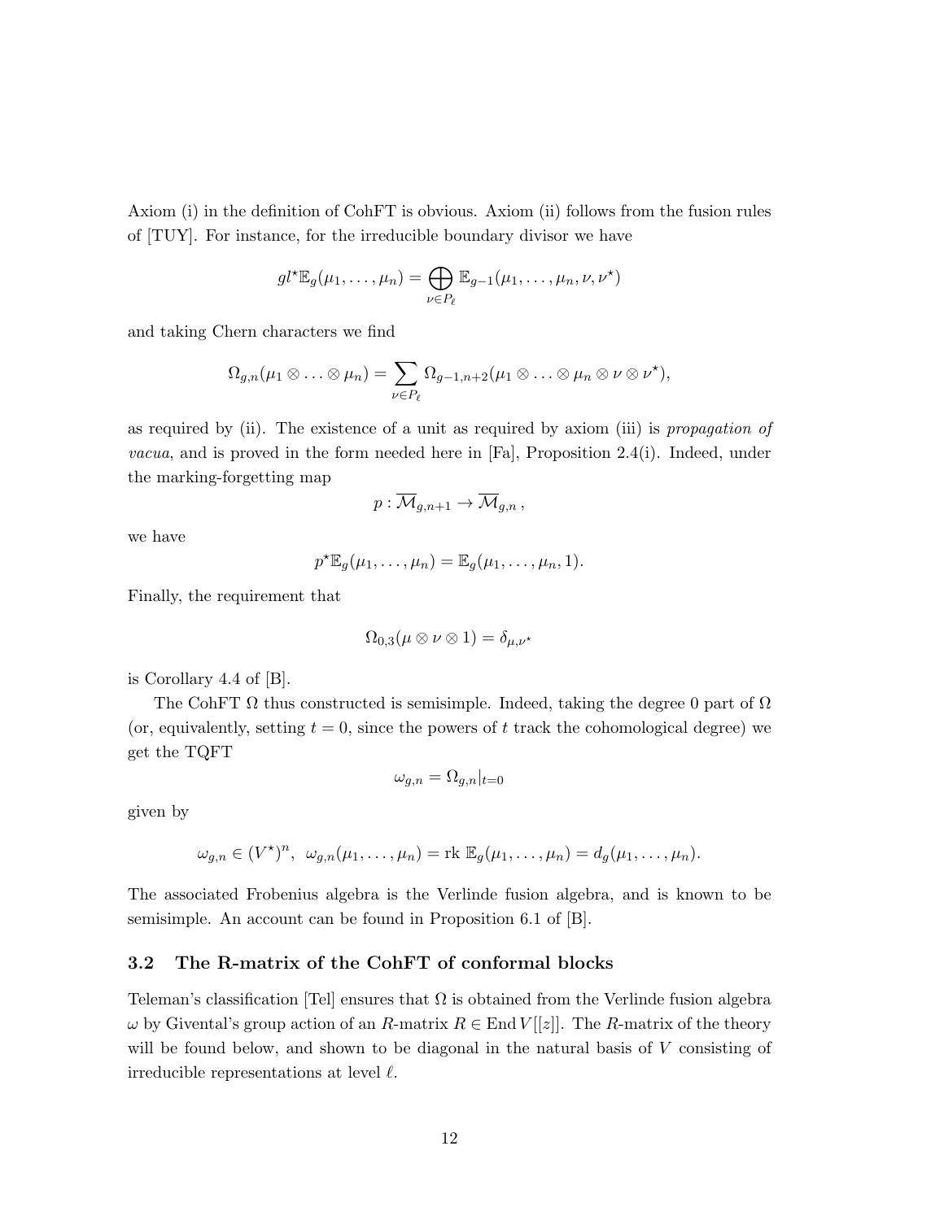Axiom (i) in the definition of CohFT is obvious. Axiom (ii) follows from the fusion rules of [TUY]. For instance, for the irreducible boundary divisor we have

$$gl^{\star}\mathbb{E}_g(\mu_1,\ldots,\mu_n) = \bigoplus_{\nu\in P_\ell} \mathbb{E}_{g-1}(\mu_1,\ldots,\mu_n,\nu,\nu^{\star})$$

and taking Chern characters we find

$$\Omega_{g,n}(\mu_1\otimes\ldots\otimes\mu_n) = \sum_{\nu\in P_\ell} \Omega_{g-1,n+2}(\mu_1\otimes\ldots\otimes\mu_n\otimes\nu\otimes\nu^{\star}),$$

as required by (ii). The existence of a unit as required by axiom (iii) is *propagation of vacua*, and is proved in the form needed here in [Fa], Proposition 2.4(i). Indeed, under the marking-forgetting map

$$p:\overline{\mathcal{M}}_{g,n+1}\to\overline{\mathcal{M}}_{g,n}\,,$$

we have

$$p^{\star}\mathbb{E}_g(\mu_1,\ldots,\mu_n) = \mathbb{E}_g(\mu_1,\ldots,\mu_n,1).$$

Finally, the requirement that

$$\Omega_{0,3}(\mu\otimes\nu\otimes 1) = \delta_{\mu,\nu^{\star}}$$

is Corollary 4.4 of [B].

The CohFT $\Omega$ thus constructed is semisimple. Indeed, taking the degree 0 part of $\Omega$ (or, equivalently, setting $t=0$, since the powers of $t$ track the cohomological degree) we get the TQFT

$$\omega_{g,n} = \Omega_{g,n}|_{t=0}$$

given by

$$\omega_{g,n}\in(V^{\star})^n,\ \ \omega_{g,n}(\mu_1,\ldots,\mu_n) = \text{rk }\mathbb{E}_g(\mu_1,\ldots,\mu_n) = d_g(\mu_1,\ldots,\mu_n).$$

The associated Frobenius algebra is the Verlinde fusion algebra, and is known to be semisimple. An account can be found in Proposition 6.1 of [B].

### 3.2 The R-matrix of the CohFT of conformal blocks

Teleman's classification [Tel] ensures that $\Omega$ is obtained from the Verlinde fusion algebra $\omega$ by Givental's group action of an $R$-matrix $R\in\operatorname{End}V[[z]]$. The $R$-matrix of the theory will be found below, and shown to be diagonal in the natural basis of $V$ consisting of irreducible representations at level $\ell$.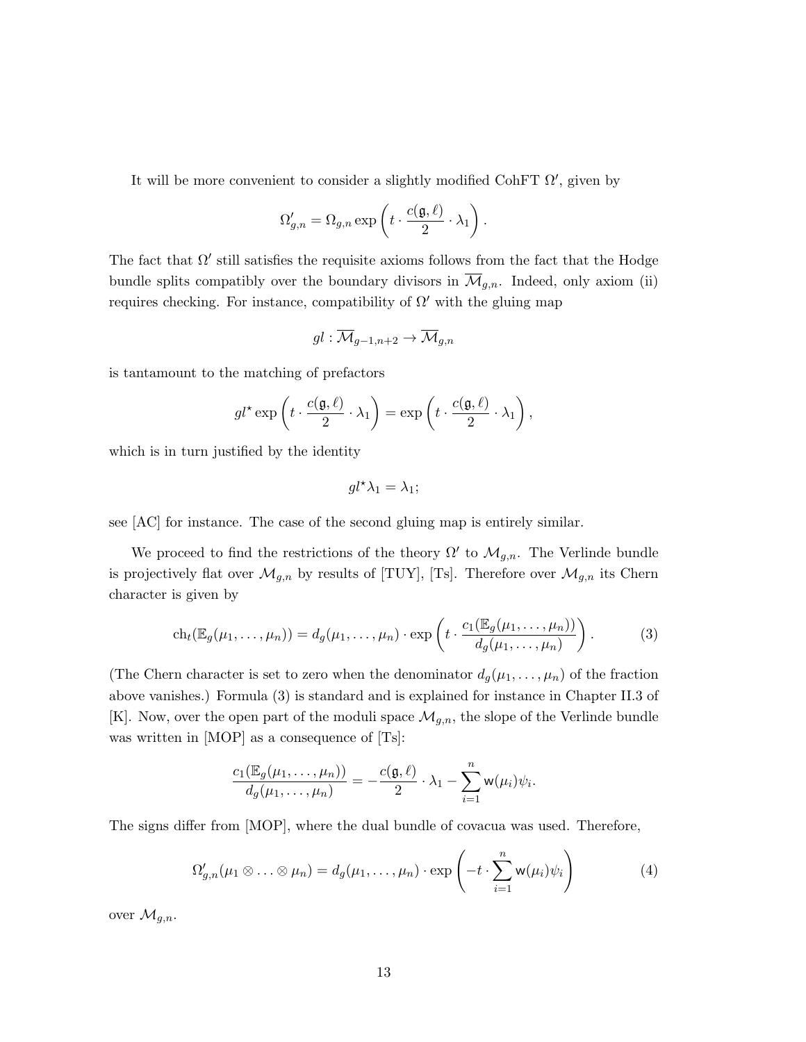It will be more convenient to consider a slightly modified CohFT $\Omega'$, given by

$$\Omega'_{g,n} = \Omega_{g,n} \exp\left(t \cdot \frac{c(\mathfrak{g}, \ell)}{2} \cdot \lambda_1\right).$$

The fact that $\Omega'$ still satisfies the requisite axioms follows from the fact that the Hodge bundle splits compatibly over the boundary divisors in $\overline{\mathcal{M}}_{g,n}$. Indeed, only axiom (ii) requires checking. For instance, compatibility of $\Omega'$ with the gluing map

$$gl : \overline{\mathcal{M}}_{g-1,n+2} \to \overline{\mathcal{M}}_{g,n}$$

is tantamount to the matching of prefactors

$$gl^\star \exp\left(t \cdot \frac{c(\mathfrak{g}, \ell)}{2} \cdot \lambda_1\right) = \exp\left(t \cdot \frac{c(\mathfrak{g}, \ell)}{2} \cdot \lambda_1\right),$$

which is in turn justified by the identity

$$gl^\star \lambda_1 = \lambda_1;$$

see [AC] for instance. The case of the second gluing map is entirely similar.

We proceed to find the restrictions of the theory $\Omega'$ to $\mathcal{M}_{g,n}$. The Verlinde bundle is projectively flat over $\mathcal{M}_{g,n}$ by results of [TUY], [Ts]. Therefore over $\mathcal{M}_{g,n}$ its Chern character is given by

$$\mathrm{ch}_t(\mathbb{E}_g(\mu_1, \ldots, \mu_n)) = d_g(\mu_1, \ldots, \mu_n) \cdot \exp\left(t \cdot \frac{c_1(\mathbb{E}_g(\mu_1, \ldots, \mu_n))}{d_g(\mu_1, \ldots, \mu_n)}\right). \tag{3}$$

(The Chern character is set to zero when the denominator $d_g(\mu_1, \ldots, \mu_n)$ of the fraction above vanishes.) Formula (3) is standard and is explained for instance in Chapter II.3 of [K]. Now, over the open part of the moduli space $\mathcal{M}_{g,n}$, the slope of the Verlinde bundle was written in [MOP] as a consequence of [Ts]:

$$\frac{c_1(\mathbb{E}_g(\mu_1, \ldots, \mu_n))}{d_g(\mu_1, \ldots, \mu_n)} = -\frac{c(\mathfrak{g}, \ell)}{2} \cdot \lambda_1 - \sum_{i=1}^{n} \mathsf{w}(\mu_i)\psi_i.$$

The signs differ from [MOP], where the dual bundle of covacua was used. Therefore,

$$\Omega'_{g,n}(\mu_1 \otimes \ldots \otimes \mu_n) = d_g(\mu_1, \ldots, \mu_n) \cdot \exp\left(-t \cdot \sum_{i=1}^{n} \mathsf{w}(\mu_i)\psi_i\right) \tag{4}$$

over $\mathcal{M}_{g,n}$.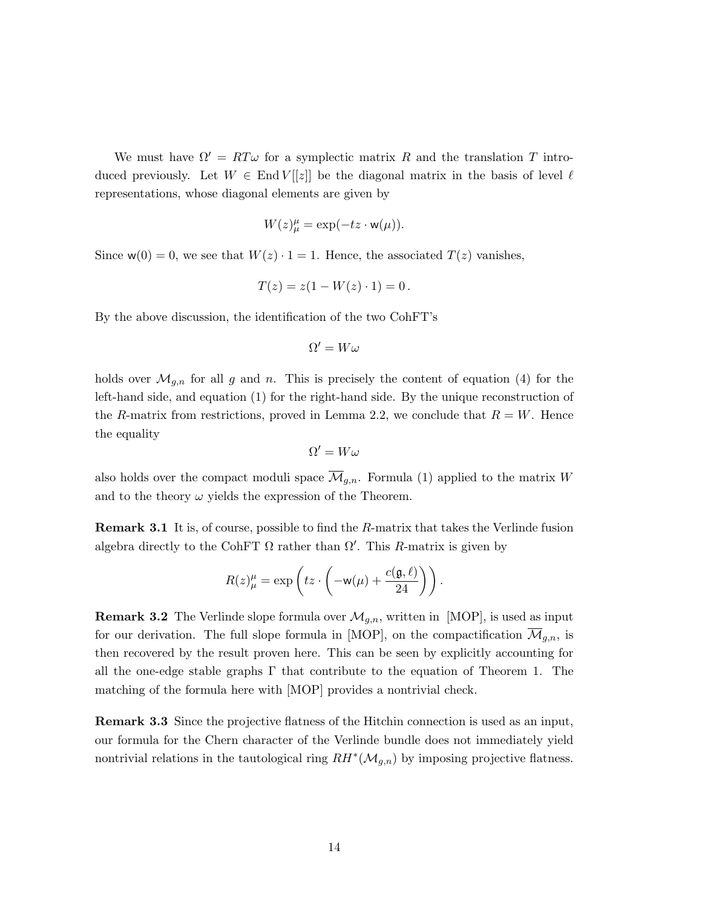We must have $\Omega' = RT\omega$ for a symplectic matrix $R$ and the translation $T$ introduced previously. Let $W \in \operatorname{End} V[[z]]$ be the diagonal matrix in the basis of level $\ell$ representations, whose diagonal elements are given by

$$W(z)^{\mu}_{\mu} = \exp(-tz \cdot \mathsf{w}(\mu)).$$

Since $\mathsf{w}(0) = 0$, we see that $W(z) \cdot 1 = 1$. Hence, the associated $T(z)$ vanishes,

$$T(z) = z(1 - W(z) \cdot 1) = 0\,.$$

By the above discussion, the identification of the two CohFT's

$$\Omega' = W\omega$$

holds over $\mathcal{M}_{g,n}$ for all $g$ and $n$. This is precisely the content of equation (4) for the left-hand side, and equation (1) for the right-hand side. By the unique reconstruction of the $R$-matrix from restrictions, proved in Lemma 2.2, we conclude that $R = W$. Hence the equality

$$\Omega' = W\omega$$

also holds over the compact moduli space $\overline{\mathcal{M}}_{g,n}$. Formula (1) applied to the matrix $W$ and to the theory $\omega$ yields the expression of the Theorem.

**Remark 3.1** It is, of course, possible to find the $R$-matrix that takes the Verlinde fusion algebra directly to the CohFT $\Omega$ rather than $\Omega'$. This $R$-matrix is given by

$$R(z)^{\mu}_{\mu} = \exp\left(tz \cdot \left(-\mathsf{w}(\mu) + \frac{c(\mathfrak{g}, \ell)}{24}\right)\right).$$

**Remark 3.2** The Verlinde slope formula over $\mathcal{M}_{g,n}$, written in [MOP], is used as input for our derivation. The full slope formula in [MOP], on the compactification $\overline{\mathcal{M}}_{g,n}$, is then recovered by the result proven here. This can be seen by explicitly accounting for all the one-edge stable graphs $\Gamma$ that contribute to the equation of Theorem 1. The matching of the formula here with [MOP] provides a nontrivial check.

**Remark 3.3** Since the projective flatness of the Hitchin connection is used as an input, our formula for the Chern character of the Verlinde bundle does not immediately yield nontrivial relations in the tautological ring $RH^*(\mathcal{M}_{g,n})$ by imposing projective flatness.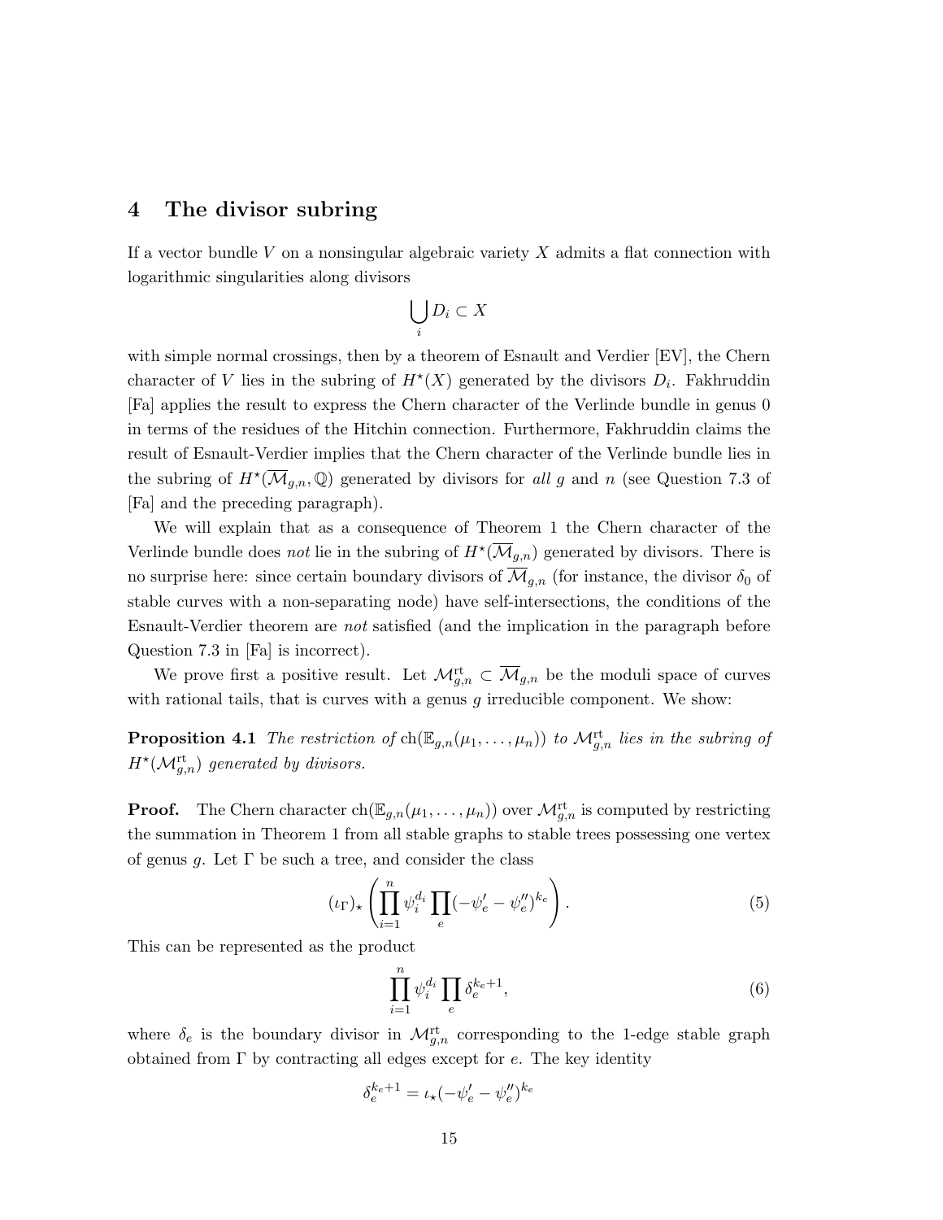# 4 The divisor subring

If a vector bundle $V$ on a nonsingular algebraic variety $X$ admits a flat connection with logarithmic singularities along divisors

$$\bigcup_i D_i \subset X$$

with simple normal crossings, then by a theorem of Esnault and Verdier [EV], the Chern character of $V$ lies in the subring of $H^\star(X)$ generated by the divisors $D_i$. Fakhruddin [Fa] applies the result to express the Chern character of the Verlinde bundle in genus 0 in terms of the residues of the Hitchin connection. Furthermore, Fakhruddin claims the result of Esnault-Verdier implies that the Chern character of the Verlinde bundle lies in the subring of $H^\star(\overline{\mathcal{M}}_{g,n}, \mathbb{Q})$ generated by divisors for *all* $g$ and $n$ (see Question 7.3 of [Fa] and the preceding paragraph).

We will explain that as a consequence of Theorem 1 the Chern character of the Verlinde bundle does *not* lie in the subring of $H^\star(\overline{\mathcal{M}}_{g,n})$ generated by divisors. There is no surprise here: since certain boundary divisors of $\overline{\mathcal{M}}_{g,n}$ (for instance, the divisor $\delta_0$ of stable curves with a non-separating node) have self-intersections, the conditions of the Esnault-Verdier theorem are *not* satisfied (and the implication in the paragraph before Question 7.3 in [Fa] is incorrect).

We prove first a positive result. Let $\mathcal{M}^{\mathrm{rt}}_{g,n} \subset \overline{\mathcal{M}}_{g,n}$ be the moduli space of curves with rational tails, that is curves with a genus $g$ irreducible component. We show:

**Proposition 4.1** *The restriction of* $\mathrm{ch}(\mathbb{E}_{g,n}(\mu_1, \ldots, \mu_n))$ *to* $\mathcal{M}^{\mathrm{rt}}_{g,n}$ *lies in the subring of* $H^\star(\mathcal{M}^{\mathrm{rt}}_{g,n})$ *generated by divisors.*

**Proof.** The Chern character $\mathrm{ch}(\mathbb{E}_{g,n}(\mu_1, \ldots, \mu_n))$ over $\mathcal{M}^{\mathrm{rt}}_{g,n}$ is computed by restricting the summation in Theorem 1 from all stable graphs to stable trees possessing one vertex of genus $g$. Let $\Gamma$ be such a tree, and consider the class

$$(\iota_\Gamma)_\star \left( \prod_{i=1}^n \psi_i^{d_i} \prod_e (-\psi'_e - \psi''_e)^{k_e} \right). \tag{5}$$

This can be represented as the product

$$\prod_{i=1}^n \psi_i^{d_i} \prod_e \delta_e^{k_e+1}, \tag{6}$$

where $\delta_e$ is the boundary divisor in $\mathcal{M}^{\mathrm{rt}}_{g,n}$ corresponding to the 1-edge stable graph obtained from $\Gamma$ by contracting all edges except for $e$. The key identity

$$\delta_e^{k_e+1} = \iota_\star(-\psi'_e - \psi''_e)^{k_e}$$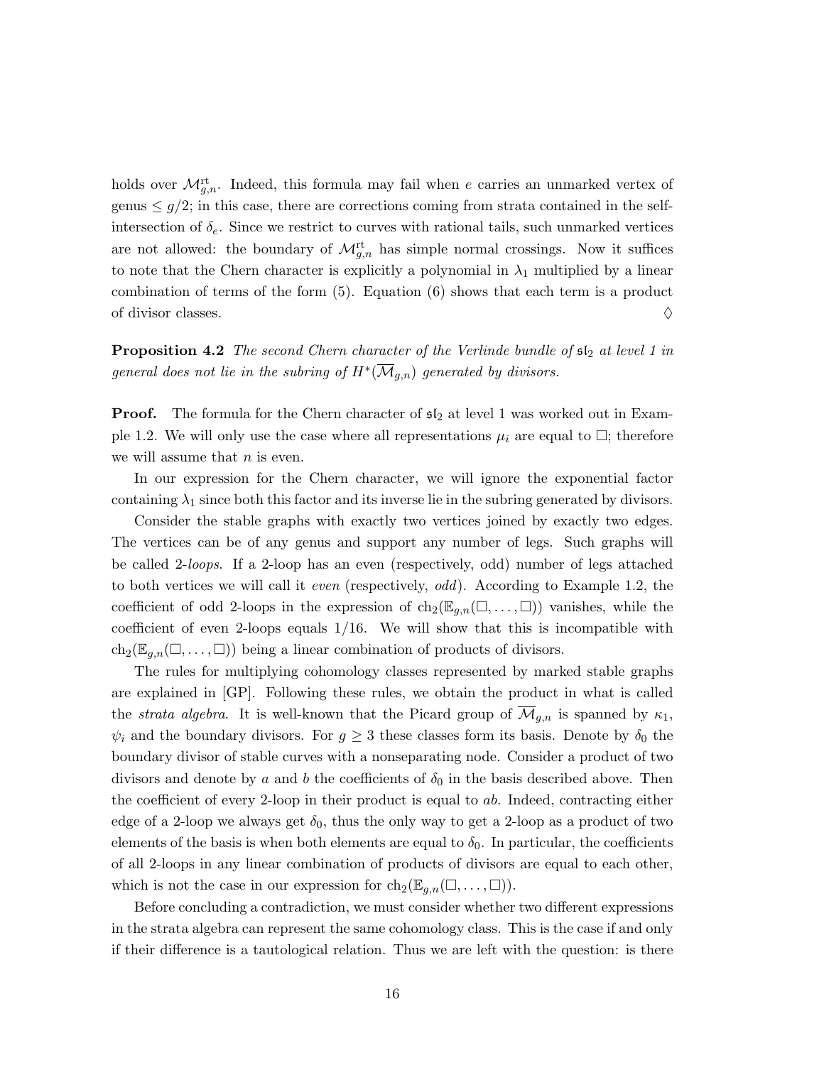holds over $\mathcal{M}_{g,n}^{\rm rt}$. Indeed, this formula may fail when $e$ carries an unmarked vertex of genus $\le g/2$; in this case, there are corrections coming from strata contained in the self-intersection of $\delta_e$. Since we restrict to curves with rational tails, such unmarked vertices are not allowed: the boundary of $\mathcal{M}_{g,n}^{\rm rt}$ has simple normal crossings. Now it suffices to note that the Chern character is explicitly a polynomial in $\lambda_1$ multiplied by a linear combination of terms of the form (5). Equation (6) shows that each term is a product of divisor classes. $\diamondsuit$

**Proposition 4.2** *The second Chern character of the Verlinde bundle of $\mathfrak{sl}_2$ at level 1 in general does not lie in the subring of $H^*(\overline{\mathcal{M}}_{g,n})$ generated by divisors.*

**Proof.** The formula for the Chern character of $\mathfrak{sl}_2$ at level 1 was worked out in Example 1.2. We will only use the case where all representations $\mu_i$ are equal to $\square$; therefore we will assume that $n$ is even.

In our expression for the Chern character, we will ignore the exponential factor containing $\lambda_1$ since both this factor and its inverse lie in the subring generated by divisors.

Consider the stable graphs with exactly two vertices joined by exactly two edges. The vertices can be of any genus and support any number of legs. Such graphs will be called 2-*loops*. If a 2-loop has an even (respectively, odd) number of legs attached to both vertices we will call it *even* (respectively, *odd*). According to Example 1.2, the coefficient of odd 2-loops in the expression of $\mathrm{ch}_2(\mathbb{E}_{g,n}(\square,\ldots,\square))$ vanishes, while the coefficient of even 2-loops equals $1/16$. We will show that this is incompatible with $\mathrm{ch}_2(\mathbb{E}_{g,n}(\square,\ldots,\square))$ being a linear combination of products of divisors.

The rules for multiplying cohomology classes represented by marked stable graphs are explained in [GP]. Following these rules, we obtain the product in what is called the *strata algebra*. It is well-known that the Picard group of $\overline{\mathcal{M}}_{g,n}$ is spanned by $\kappa_1$, $\psi_i$ and the boundary divisors. For $g \ge 3$ these classes form its basis. Denote by $\delta_0$ the boundary divisor of stable curves with a nonseparating node. Consider a product of two divisors and denote by $a$ and $b$ the coefficients of $\delta_0$ in the basis described above. Then the coefficient of every 2-loop in their product is equal to $ab$. Indeed, contracting either edge of a 2-loop we always get $\delta_0$, thus the only way to get a 2-loop as a product of two elements of the basis is when both elements are equal to $\delta_0$. In particular, the coefficients of all 2-loops in any linear combination of products of divisors are equal to each other, which is not the case in our expression for $\mathrm{ch}_2(\mathbb{E}_{g,n}(\square,\ldots,\square))$.

Before concluding a contradiction, we must consider whether two different expressions in the strata algebra can represent the same cohomology class. This is the case if and only if their difference is a tautological relation. Thus we are left with the question: is there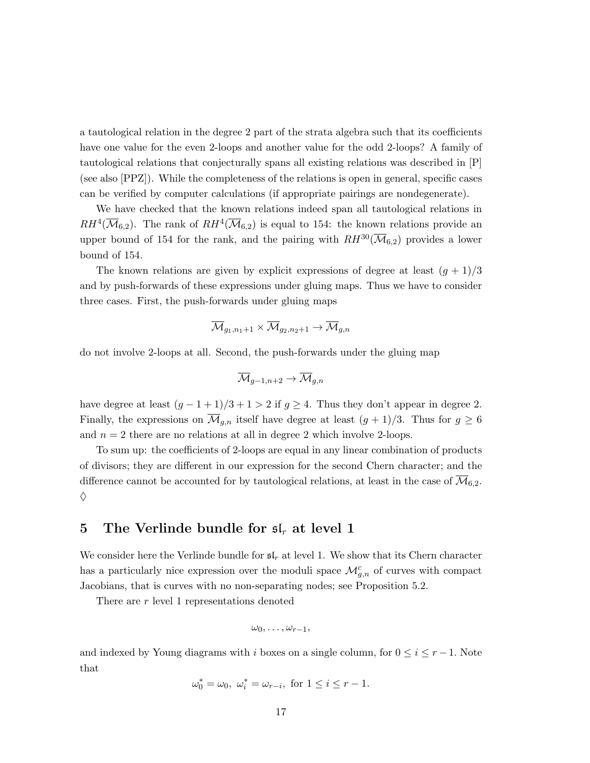a tautological relation in the degree 2 part of the strata algebra such that its coefficients have one value for the even 2-loops and another value for the odd 2-loops? A family of tautological relations that conjecturally spans all existing relations was described in [P] (see also [PPZ]). While the completeness of the relations is open in general, specific cases can be verified by computer calculations (if appropriate pairings are nondegenerate).

We have checked that the known relations indeed span all tautological relations in $RH^4(\overline{\mathcal{M}}_{6,2})$. The rank of $RH^4(\overline{\mathcal{M}}_{6,2})$ is equal to 154: the known relations provide an upper bound of 154 for the rank, and the pairing with $RH^{30}(\overline{\mathcal{M}}_{6,2})$ provides a lower bound of 154.

The known relations are given by explicit expressions of degree at least $(g+1)/3$ and by push-forwards of these expressions under gluing maps. Thus we have to consider three cases. First, the push-forwards under gluing maps

$$\overline{\mathcal{M}}_{g_1,n_1+1} \times \overline{\mathcal{M}}_{g_2,n_2+1} \to \overline{\mathcal{M}}_{g,n}$$

do not involve 2-loops at all. Second, the push-forwards under the gluing map

$$\overline{\mathcal{M}}_{g-1,n+2} \to \overline{\mathcal{M}}_{g,n}$$

have degree at least $(g-1+1)/3+1 > 2$ if $g \geq 4$. Thus they don't appear in degree 2. Finally, the expressions on $\overline{\mathcal{M}}_{g,n}$ itself have degree at least $(g+1)/3$. Thus for $g \geq 6$ and $n=2$ there are no relations at all in degree 2 which involve 2-loops.

To sum up: the coefficients of 2-loops are equal in any linear combination of products of divisors; they are different in our expression for the second Chern character; and the difference cannot be accounted for by tautological relations, at least in the case of $\overline{\mathcal{M}}_{6,2}$. $\diamondsuit$

## 5 The Verlinde bundle for $\mathfrak{sl}_r$ at level 1

We consider here the Verlinde bundle for $\mathfrak{sl}_r$ at level 1. We show that its Chern character has a particularly nice expression over the moduli space $\mathcal{M}^c_{g,n}$ of curves with compact Jacobians, that is curves with no non-separating nodes; see Proposition 5.2.

There are $r$ level 1 representations denoted

$$\omega_0, \ldots, \omega_{r-1},$$

and indexed by Young diagrams with $i$ boxes on a single column, for $0 \leq i \leq r-1$. Note that

$$\omega_0^* = \omega_0, \ \omega_i^* = \omega_{r-i}, \text{ for } 1 \leq i \leq r-1.$$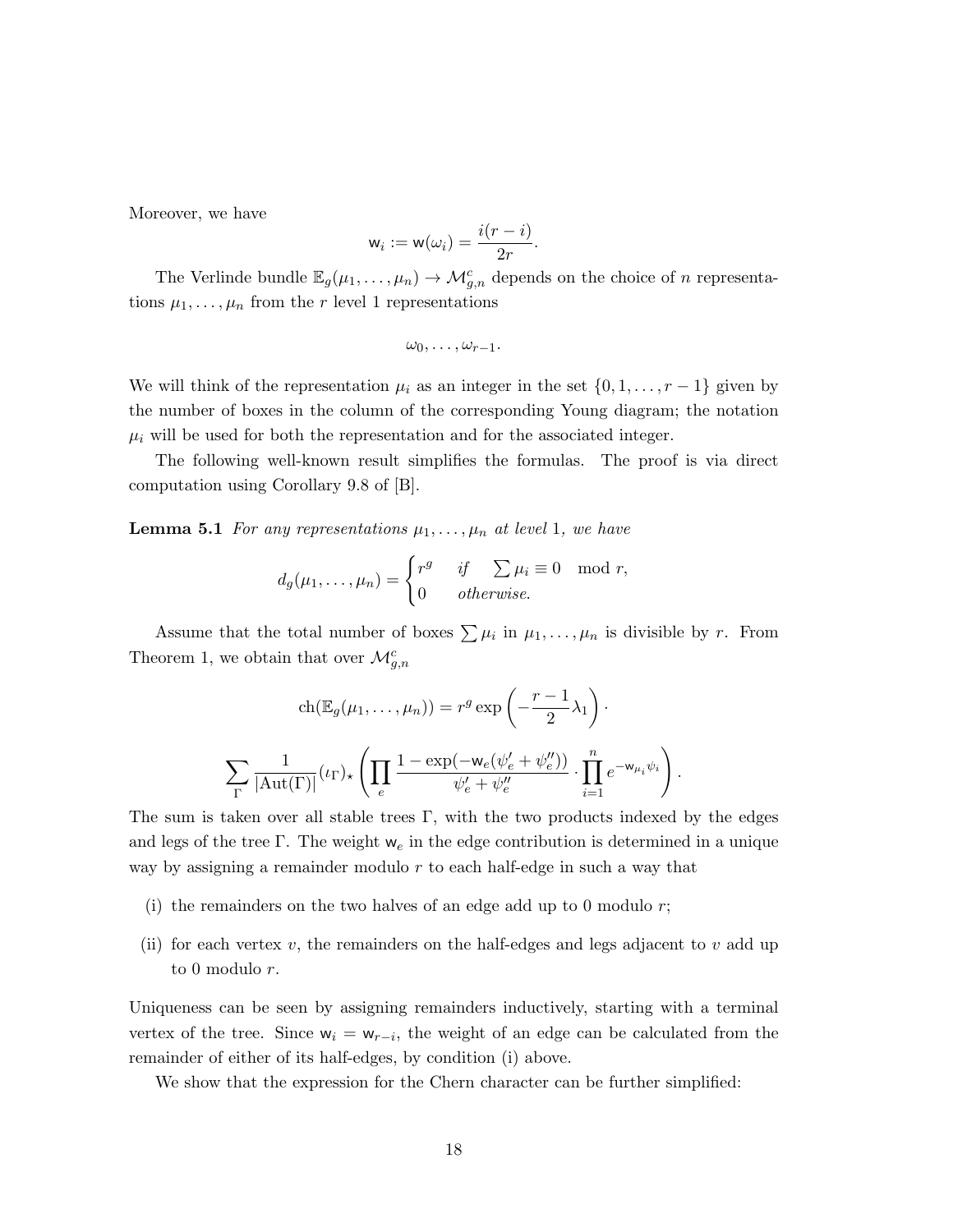Moreover, we have

$$\mathsf{w}_i := \mathsf{w}(\omega_i) = \frac{i(r-i)}{2r}.$$

The Verlinde bundle $\mathbb{E}_g(\mu_1, \ldots, \mu_n) \to \mathcal{M}^c_{g,n}$ depends on the choice of $n$ representations $\mu_1, \ldots, \mu_n$ from the $r$ level 1 representations

$$\omega_0, \ldots, \omega_{r-1}.$$

We will think of the representation $\mu_i$ as an integer in the set $\{0, 1, \ldots, r-1\}$ given by the number of boxes in the column of the corresponding Young diagram; the notation $\mu_i$ will be used for both the representation and for the associated integer.

The following well-known result simplifies the formulas. The proof is via direct computation using Corollary 9.8 of [B].

**Lemma 5.1** *For any representations $\mu_1, \ldots, \mu_n$ at level* 1*, we have*

$$d_g(\mu_1, \ldots, \mu_n) = \begin{cases} r^g & \text{if} \quad \sum \mu_i \equiv 0 \mod r, \\ 0 & \text{otherwise.} \end{cases}$$

Assume that the total number of boxes $\sum \mu_i$ in $\mu_1, \ldots, \mu_n$ is divisible by $r$. From Theorem 1, we obtain that over $\mathcal{M}^c_{g,n}$

$$\mathrm{ch}(\mathbb{E}_g(\mu_1, \ldots, \mu_n)) = r^g \exp\left(-\frac{r-1}{2}\lambda_1\right) \cdot$$

$$\sum_{\Gamma} \frac{1}{|\mathrm{Aut}(\Gamma)|} (\iota_\Gamma)_\star \left( \prod_e \frac{1 - \exp(-\mathsf{w}_e(\psi'_e + \psi''_e))}{\psi'_e + \psi''_e} \cdot \prod_{i=1}^n e^{-\mathsf{w}_{\mu_i}\psi_i} \right).$$

The sum is taken over all stable trees $\Gamma$, with the two products indexed by the edges and legs of the tree $\Gamma$. The weight $\mathsf{w}_e$ in the edge contribution is determined in a unique way by assigning a remainder modulo $r$ to each half-edge in such a way that

(i) the remainders on the two halves of an edge add up to 0 modulo $r$;

(ii) for each vertex $v$, the remainders on the half-edges and legs adjacent to $v$ add up to 0 modulo $r$.

Uniqueness can be seen by assigning remainders inductively, starting with a terminal vertex of the tree. Since $\mathsf{w}_i = \mathsf{w}_{r-i}$, the weight of an edge can be calculated from the remainder of either of its half-edges, by condition (i) above.

We show that the expression for the Chern character can be further simplified: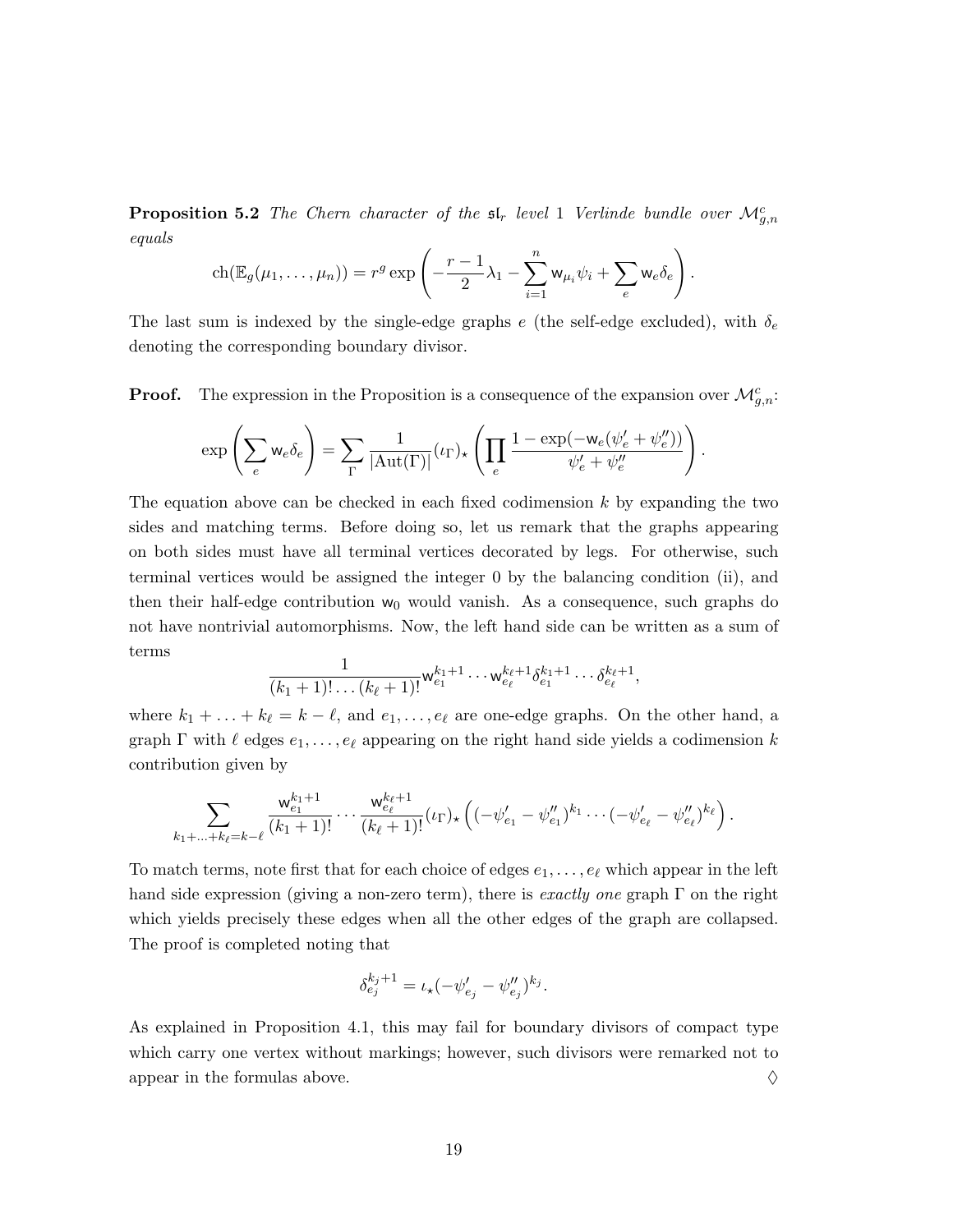**Proposition 5.2** *The Chern character of the $\mathfrak{sl}_r$ level 1 Verlinde bundle over $\mathcal{M}_{g,n}^c$ equals*

$$\mathrm{ch}(\mathbb{E}_g(\mu_1, \ldots, \mu_n)) = r^g \exp\left(-\frac{r-1}{2}\lambda_1 - \sum_{i=1}^n \mathsf{w}_{\mu_i}\psi_i + \sum_e \mathsf{w}_e \delta_e\right).$$

The last sum is indexed by the single-edge graphs $e$ (the self-edge excluded), with $\delta_e$ denoting the corresponding boundary divisor.

**Proof.** The expression in the Proposition is a consequence of the expansion over $\mathcal{M}_{g,n}^c$:

$$\exp\left(\sum_e \mathsf{w}_e \delta_e\right) = \sum_\Gamma \frac{1}{|\mathrm{Aut}(\Gamma)|}(\iota_\Gamma)_\star \left(\prod_e \frac{1 - \exp(-\mathsf{w}_e(\psi_e' + \psi_e''))}{\psi_e' + \psi_e''}\right).$$

The equation above can be checked in each fixed codimension $k$ by expanding the two sides and matching terms. Before doing so, let us remark that the graphs appearing on both sides must have all terminal vertices decorated by legs. For otherwise, such terminal vertices would be assigned the integer 0 by the balancing condition (ii), and then their half-edge contribution $\mathsf{w}_0$ would vanish. As a consequence, such graphs do not have nontrivial automorphisms. Now, the left hand side can be written as a sum of terms

$$\frac{1}{(k_1+1)! \ldots (k_\ell + 1)!}\mathsf{w}_{e_1}^{k_1+1} \cdots \mathsf{w}_{e_\ell}^{k_\ell+1} \delta_{e_1}^{k_1+1} \cdots \delta_{e_\ell}^{k_\ell+1},$$

where $k_1 + \ldots + k_\ell = k - \ell$, and $e_1, \ldots, e_\ell$ are one-edge graphs. On the other hand, a graph $\Gamma$ with $\ell$ edges $e_1, \ldots, e_\ell$ appearing on the right hand side yields a codimension $k$ contribution given by

$$\sum_{k_1+\ldots+k_\ell = k-\ell} \frac{\mathsf{w}_{e_1}^{k_1+1}}{(k_1+1)!} \cdots \frac{\mathsf{w}_{e_\ell}^{k_\ell+1}}{(k_\ell+1)!}(\iota_\Gamma)_\star\left((-\psi_{e_1}' - \psi_{e_1}'')^{k_1} \cdots (-\psi_{e_\ell}' - \psi_{e_\ell}'')^{k_\ell}\right).$$

To match terms, note first that for each choice of edges $e_1, \ldots, e_\ell$ which appear in the left hand side expression (giving a non-zero term), there is *exactly one* graph $\Gamma$ on the right which yields precisely these edges when all the other edges of the graph are collapsed. The proof is completed noting that

$$\delta_{e_j}^{k_j+1} = \iota_\star(-\psi_{e_j}' - \psi_{e_j}'')^{k_j}.$$

As explained in Proposition 4.1, this may fail for boundary divisors of compact type which carry one vertex without markings; however, such divisors were remarked not to appear in the formulas above. ◊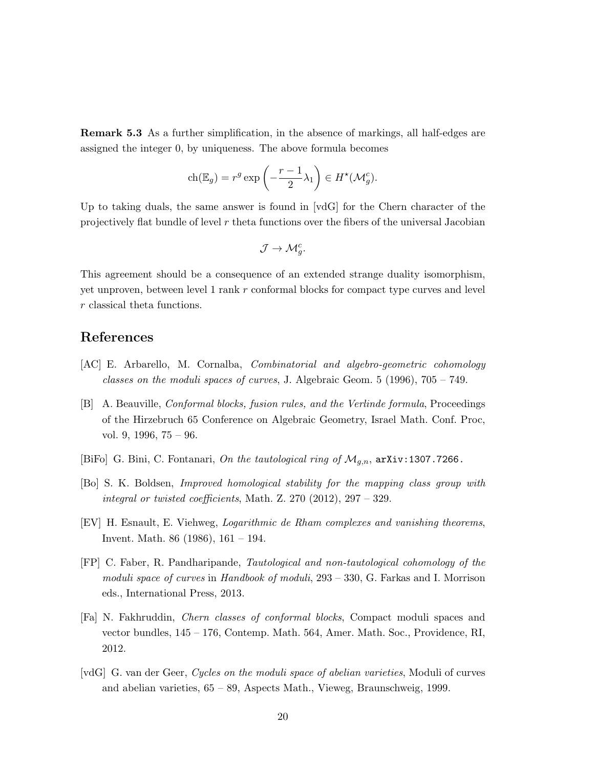**Remark 5.3** As a further simplification, in the absence of markings, all half-edges are assigned the integer 0, by uniqueness. The above formula becomes

$$\mathrm{ch}(\mathbb{E}_g) = r^g \exp\left(-\frac{r-1}{2}\lambda_1\right) \in H^\star(\mathcal{M}_g^c).$$

Up to taking duals, the same answer is found in [vdG] for the Chern character of the projectively flat bundle of level $r$ theta functions over the fibers of the universal Jacobian

$$\mathcal{J} \to \mathcal{M}_g^c.$$

This agreement should be a consequence of an extended strange duality isomorphism, yet unproven, between level 1 rank $r$ conformal blocks for compact type curves and level $r$ classical theta functions.

## References

[AC] E. Arbarello, M. Cornalba, *Combinatorial and algebro-geometric cohomology classes on the moduli spaces of curves*, J. Algebraic Geom. 5 (1996), 705 – 749.

[B] A. Beauville, *Conformal blocks, fusion rules, and the Verlinde formula*, Proceedings of the Hirzebruch 65 Conference on Algebraic Geometry, Israel Math. Conf. Proc, vol. 9, 1996, 75 – 96.

[BiFo] G. Bini, C. Fontanari, *On the tautological ring of $\mathcal{M}_{g,n}$*, `arXiv:1307.7266`.

[Bo] S. K. Boldsen, *Improved homological stability for the mapping class group with integral or twisted coefficients*, Math. Z. 270 (2012), 297 – 329.

[EV] H. Esnault, E. Viehweg, *Logarithmic de Rham complexes and vanishing theorems*, Invent. Math. 86 (1986), 161 – 194.

[FP] C. Faber, R. Pandharipande, *Tautological and non-tautological cohomology of the moduli space of curves* in *Handbook of moduli*, 293 – 330, G. Farkas and I. Morrison eds., International Press, 2013.

[Fa] N. Fakhruddin, *Chern classes of conformal blocks*, Compact moduli spaces and vector bundles, 145 – 176, Contemp. Math. 564, Amer. Math. Soc., Providence, RI, 2012.

[vdG] G. van der Geer, *Cycles on the moduli space of abelian varieties*, Moduli of curves and abelian varieties, 65 – 89, Aspects Math., Vieweg, Braunschweig, 1999.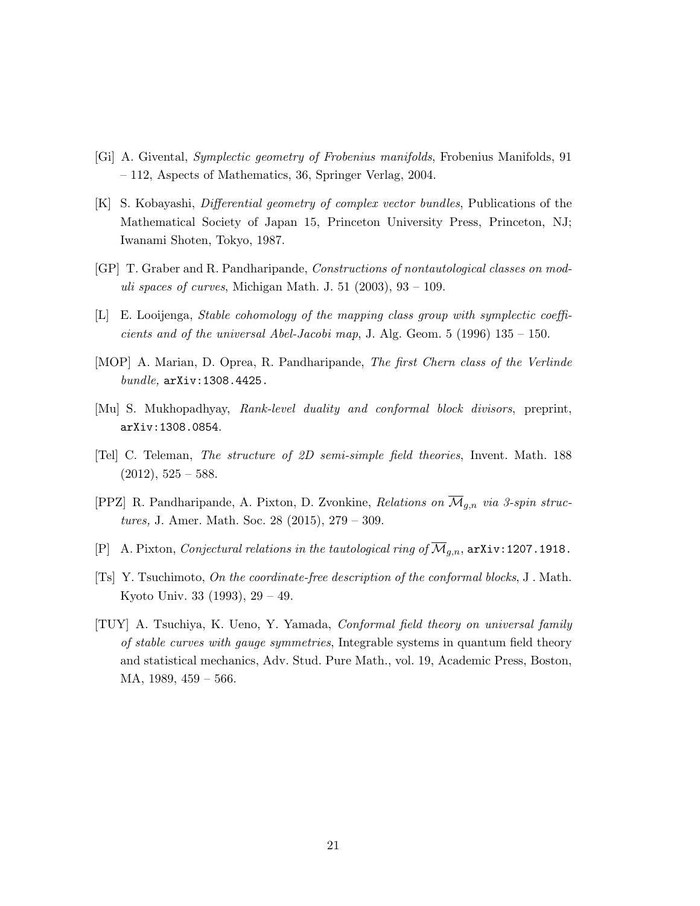[Gi] A. Givental, *Symplectic geometry of Frobenius manifolds*, Frobenius Manifolds, 91 – 112, Aspects of Mathematics, 36, Springer Verlag, 2004.

[K] S. Kobayashi, *Differential geometry of complex vector bundles*, Publications of the Mathematical Society of Japan 15, Princeton University Press, Princeton, NJ; Iwanami Shoten, Tokyo, 1987.

[GP] T. Graber and R. Pandharipande, *Constructions of nontautological classes on moduli spaces of curves*, Michigan Math. J. 51 (2003), 93 – 109.

[L] E. Looijenga, *Stable cohomology of the mapping class group with symplectic coefficients and of the universal Abel-Jacobi map*, J. Alg. Geom. 5 (1996) 135 – 150.

[MOP] A. Marian, D. Oprea, R. Pandharipande, *The first Chern class of the Verlinde bundle,* `arXiv:1308.4425.`

[Mu] S. Mukhopadhyay, *Rank-level duality and conformal block divisors*, preprint, `arXiv:1308.0854`.

[Tel] C. Teleman, *The structure of 2D semi-simple field theories*, Invent. Math. 188 (2012), 525 – 588.

[PPZ] R. Pandharipande, A. Pixton, D. Zvonkine, *Relations on $\overline{\mathcal{M}}_{g,n}$ via 3-spin structures,* J. Amer. Math. Soc. 28 (2015), 279 – 309.

[P] A. Pixton, *Conjectural relations in the tautological ring of $\overline{\mathcal{M}}_{g,n}$*, `arXiv:1207.1918.`

[Ts] Y. Tsuchimoto, *On the coordinate-free description of the conformal blocks*, J . Math. Kyoto Univ. 33 (1993), 29 – 49.

[TUY] A. Tsuchiya, K. Ueno, Y. Yamada, *Conformal field theory on universal family of stable curves with gauge symmetries*, Integrable systems in quantum field theory and statistical mechanics, Adv. Stud. Pure Math., vol. 19, Academic Press, Boston, MA, 1989, 459 – 566.